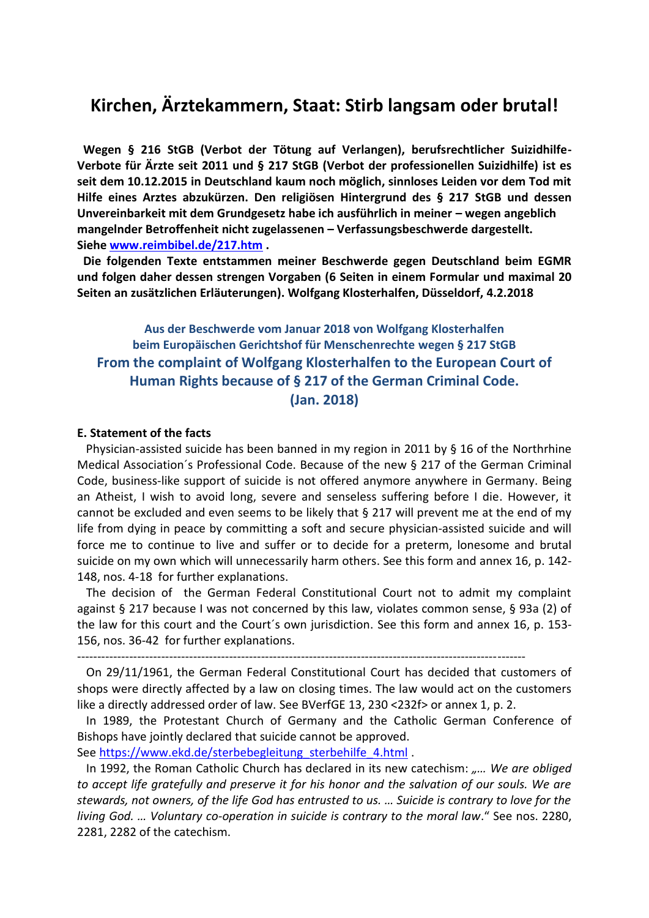# Kirchen, Ärztekammern, Staat: Stirb langsam oder brutal!

**Wegen § 216 StGB (Verbot der Tötung auf Verlangen), berufsrechtlicher Suizidhilfe-Verbote für Ärzte seit 2011 und § 217 StGB (Verbot der professionellen Suizidhilfe) ist es seit dem 10.12.2015 in Deutschland kaum noch möglich, sinnloses Leiden vor dem Tod mit Hilfe eines Arztes abzukürzen. Den religiösen Hintergrund des § 217 StGB und dessen Unvereinbarkeit mit dem Grundgesetz habe ich ausführlich in meiner – wegen angeblich mangelnder Betroffenheit nicht zugelassenen – Verfassungsbeschwerde dargestellt. Siehe [www.reimbibel.de/217.htm](www.reimbibel.de/217.htm) .**

**Die folgenden Texte entstammen meiner Beschwerde gegen Deutschland beim EGMR und folgen daher dessen strengen Vorgaben (6 Seiten in einem Formular und maximal 20 Seiten an zusätzlichen Erläuterungen). Wolfgang Klosterhalfen, Düsseldorf, 4.2.2018**

### Aus der Beschwerde vom Januar 2018 von Wolfgang Klosterhalfen beim Europäischen Gerichtshof für Menschenrechte wegen § 217 StGB

## From the complaint of Wolfgang Klosterhalfen to the European Court of Human Rights because of § 217 of the German Criminal Code. (Jan. 2018)

**E. Statement of the facts**

Physician-assisted suicide has been banned in my region in 2011 by § 16 of the Northrhine Medical Association´s Professional Code. Because of the new § 217 of the German Criminal Code, business-like support of suicide is not offered anymore anywhere in Germany. Being an Atheist, I wish to avoid long, severe and senseless suffering before I die. However, it cannot be excluded and even seems to be likely that § 217 will prevent me at the end of my life from dying in peace by committing a soft and secure physician-assisted suicide and will force me to continue to live and suffer or to decide for a preterm, lonesome and brutal suicide on my own which will unnecessarily harm others. See this form and annex 16, p. 142-148, nos. 4-18 for further explanations.

The decision of the German Federal Constitutional Court not to admit my complaint against § 217 because I was not concerned by this law, violates common sense, § 93a (2) of the law for this court and the Court´s own jurisdiction. See this form and annex 16, p. 153-156, nos. 36-42 for further explanations.

---

On 29/11/1961, the German Federal Constitutional Court has decided that customers of shops were directly affected by a law on closing times. The law would act on the customers like a directly addressed order of law. See BVerfGE 13, 230 <232f> or annex 1, p. 2.

In 1989, the Protestant Church of Germany and the Catholic German Conference of Bishops have jointly declared that suicide cannot be approved.
See [https://www.ekd.de/sterbebegleitung_sterbehilfe_4.html](https://www.ekd.de/sterbebegleitung_sterbehilfe_4.html) .

In 1992, the Roman Catholic Church has declared in its new catechism: *„… We are obliged to accept life gratefully and preserve it for his honor and the salvation of our souls. We are stewards, not owners, of the life God has entrusted to us. … Suicide is contrary to love for the living God. … Voluntary co-operation in suicide is contrary to the moral law*.“ See nos. 2280, 2281, 2282 of the catechism.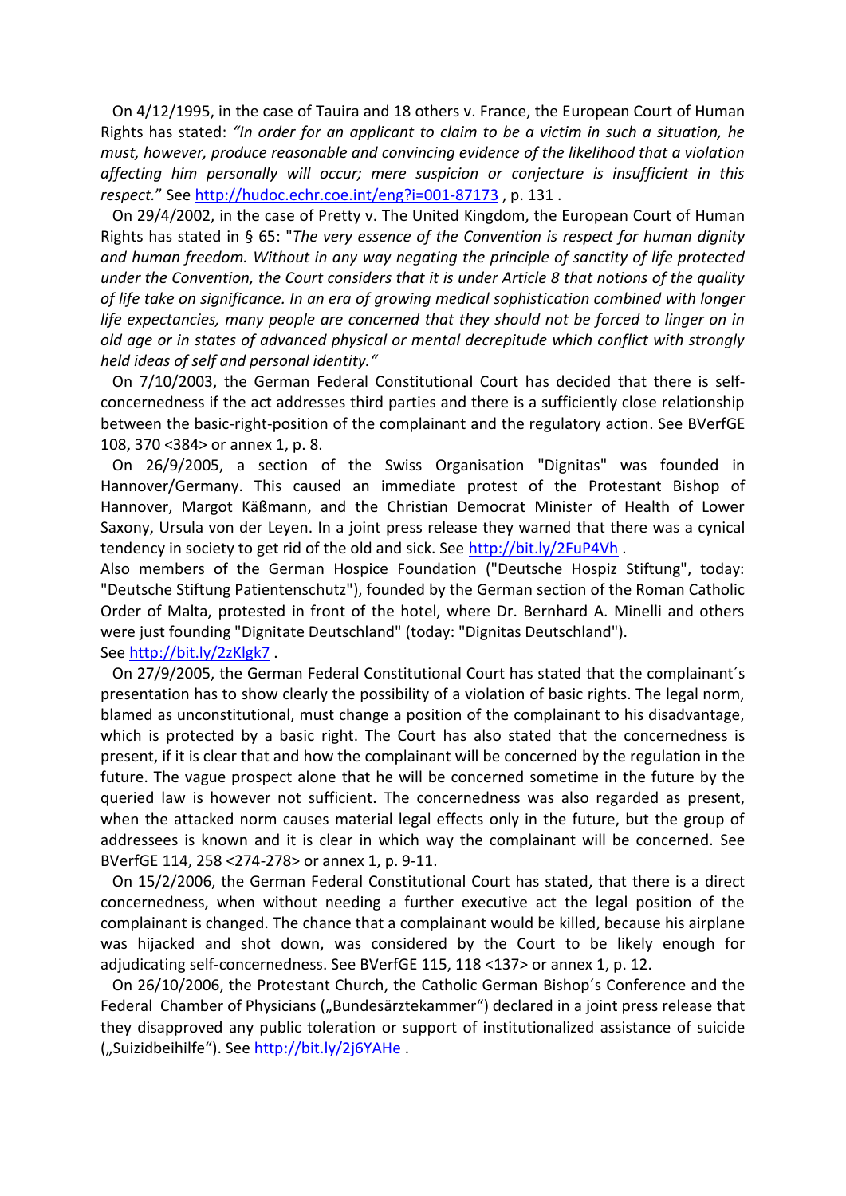On 4/12/1995, in the case of Tauira and 18 others v. France, the European Court of Human Rights has stated: *"In order for an applicant to claim to be a victim in such a situation, he must, however, produce reasonable and convincing evidence of the likelihood that a violation affecting him personally will occur; mere suspicion or conjecture is insufficient in this respect.*" See http://hudoc.echr.coe.int/eng?i=001-87173 , p. 131 .

On 29/4/2002, in the case of Pretty v. The United Kingdom, the European Court of Human Rights has stated in § 65: "*The very essence of the Convention is respect for human dignity and human freedom. Without in any way negating the principle of sanctity of life protected under the Convention, the Court considers that it is under Article 8 that notions of the quality of life take on significance. In an era of growing medical sophistication combined with longer life expectancies, many people are concerned that they should not be forced to linger on in old age or in states of advanced physical or mental decrepitude which conflict with strongly held ideas of self and personal identity.*"

On 7/10/2003, the German Federal Constitutional Court has decided that there is self-concernedness if the act addresses third parties and there is a sufficiently close relationship between the basic-right-position of the complainant and the regulatory action. See BVerfGE 108, 370 <384> or annex 1, p. 8.

On 26/9/2005, a section of the Swiss Organisation "Dignitas" was founded in Hannover/Germany. This caused an immediate protest of the Protestant Bishop of Hannover, Margot Käßmann, and the Christian Democrat Minister of Health of Lower Saxony, Ursula von der Leyen. In a joint press release they warned that there was a cynical tendency in society to get rid of the old and sick. See http://bit.ly/2FuP4Vh .
Also members of the German Hospice Foundation ("Deutsche Hospiz Stiftung", today: "Deutsche Stiftung Patientenschutz"), founded by the German section of the Roman Catholic Order of Malta, protested in front of the hotel, where Dr. Bernhard A. Minelli and others were just founding "Dignitate Deutschland" (today: "Dignitas Deutschland").
See http://bit.ly/2zKlgk7 .

On 27/9/2005, the German Federal Constitutional Court has stated that the complainant´s presentation has to show clearly the possibility of a violation of basic rights. The legal norm, blamed as unconstitutional, must change a position of the complainant to his disadvantage, which is protected by a basic right. The Court has also stated that the concernedness is present, if it is clear that and how the complainant will be concerned by the regulation in the future. The vague prospect alone that he will be concerned sometime in the future by the queried law is however not sufficient. The concernedness was also regarded as present, when the attacked norm causes material legal effects only in the future, but the group of addressees is known and it is clear in which way the complainant will be concerned. See BVerfGE 114, 258 <274-278> or annex 1, p. 9-11.

On 15/2/2006, the German Federal Constitutional Court has stated, that there is a direct concernedness, when without needing a further executive act the legal position of the complainant is changed. The chance that a complainant would be killed, because his airplane was hijacked and shot down, was considered by the Court to be likely enough for adjudicating self-concernedness. See BVerfGE 115, 118 <137> or annex 1, p. 12.

On 26/10/2006, the Protestant Church, the Catholic German Bishop´s Conference and the Federal Chamber of Physicians („Bundesärztekammer") declared in a joint press release that they disapproved any public toleration or support of institutionalized assistance of suicide („Suizidbeihilfe"). See http://bit.ly/2j6YAHe .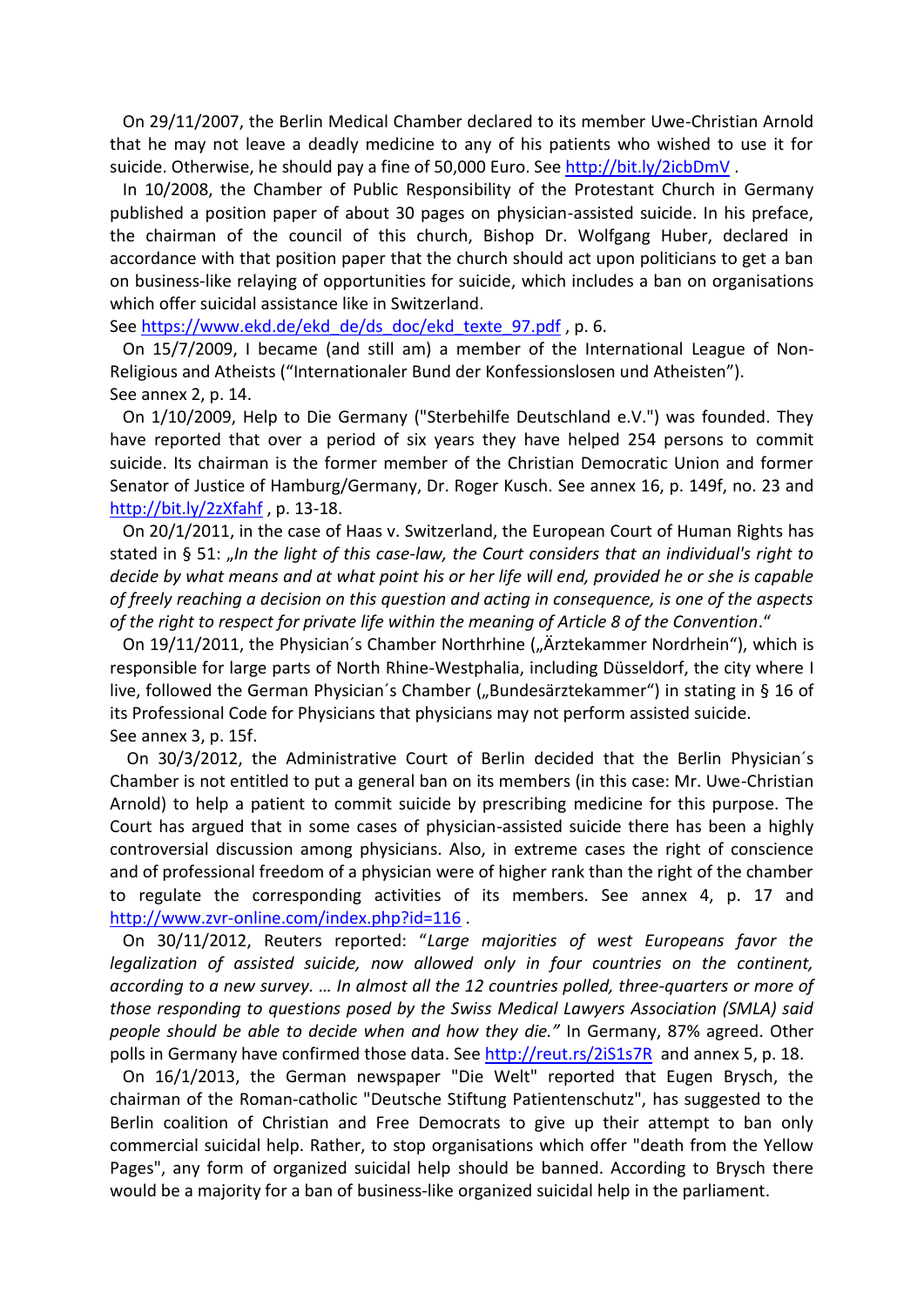On 29/11/2007, the Berlin Medical Chamber declared to its member Uwe-Christian Arnold that he may not leave a deadly medicine to any of his patients who wished to use it for suicide. Otherwise, he should pay a fine of 50,000 Euro. See http://bit.ly/2icbDmV .

In 10/2008, the Chamber of Public Responsibility of the Protestant Church in Germany published a position paper of about 30 pages on physician-assisted suicide. In his preface, the chairman of the council of this church, Bishop Dr. Wolfgang Huber, declared in accordance with that position paper that the church should act upon politicians to get a ban on business-like relaying of opportunities for suicide, which includes a ban on organisations which offer suicidal assistance like in Switzerland.
See https://www.ekd.de/ekd_de/ds_doc/ekd_texte_97.pdf , p. 6.

On 15/7/2009, I became (and still am) a member of the International League of Non-Religious and Atheists ("Internationaler Bund der Konfessionslosen und Atheisten").
See annex 2, p. 14.

On 1/10/2009, Help to Die Germany ("Sterbehilfe Deutschland e.V.") was founded. They have reported that over a period of six years they have helped 254 persons to commit suicide. Its chairman is the former member of the Christian Democratic Union and former Senator of Justice of Hamburg/Germany, Dr. Roger Kusch. See annex 16, p. 149f, no. 23 and http://bit.ly/2zXfahf , p. 13-18.

On 20/1/2011, in the case of Haas v. Switzerland, the European Court of Human Rights has stated in § 51: „*In the light of this case-law, the Court considers that an individual's right to decide by what means and at what point his or her life will end, provided he or she is capable of freely reaching a decision on this question and acting in consequence, is one of the aspects of the right to respect for private life within the meaning of Article 8 of the Convention*."

On 19/11/2011, the Physician´s Chamber Northrhine („Ärztekammer Nordrhein"), which is responsible for large parts of North Rhine-Westphalia, including Düsseldorf, the city where I live, followed the German Physician´s Chamber („Bundesärztekammer") in stating in § 16 of its Professional Code for Physicians that physicians may not perform assisted suicide.
See annex 3, p. 15f.

On 30/3/2012, the Administrative Court of Berlin decided that the Berlin Physician´s Chamber is not entitled to put a general ban on its members (in this case: Mr. Uwe-Christian Arnold) to help a patient to commit suicide by prescribing medicine for this purpose. The Court has argued that in some cases of physician-assisted suicide there has been a highly controversial discussion among physicians. Also, in extreme cases the right of conscience and of professional freedom of a physician were of higher rank than the right of the chamber to regulate the corresponding activities of its members. See annex 4, p. 17 and http://www.zvr-online.com/index.php?id=116 .

On 30/11/2012, Reuters reported: "*Large majorities of west Europeans favor the legalization of assisted suicide, now allowed only in four countries on the continent, according to a new survey. … In almost all the 12 countries polled, three-quarters or more of those responding to questions posed by the Swiss Medical Lawyers Association (SMLA) said people should be able to decide when and how they die.*" In Germany, 87% agreed. Other polls in Germany have confirmed those data. See http://reut.rs/2iS1s7R and annex 5, p. 18.

On 16/1/2013, the German newspaper "Die Welt" reported that Eugen Brysch, the chairman of the Roman-catholic "Deutsche Stiftung Patientenschutz", has suggested to the Berlin coalition of Christian and Free Democrats to give up their attempt to ban only commercial suicidal help. Rather, to stop organisations which offer "death from the Yellow Pages", any form of organized suicidal help should be banned. According to Brysch there would be a majority for a ban of business-like organized suicidal help in the parliament.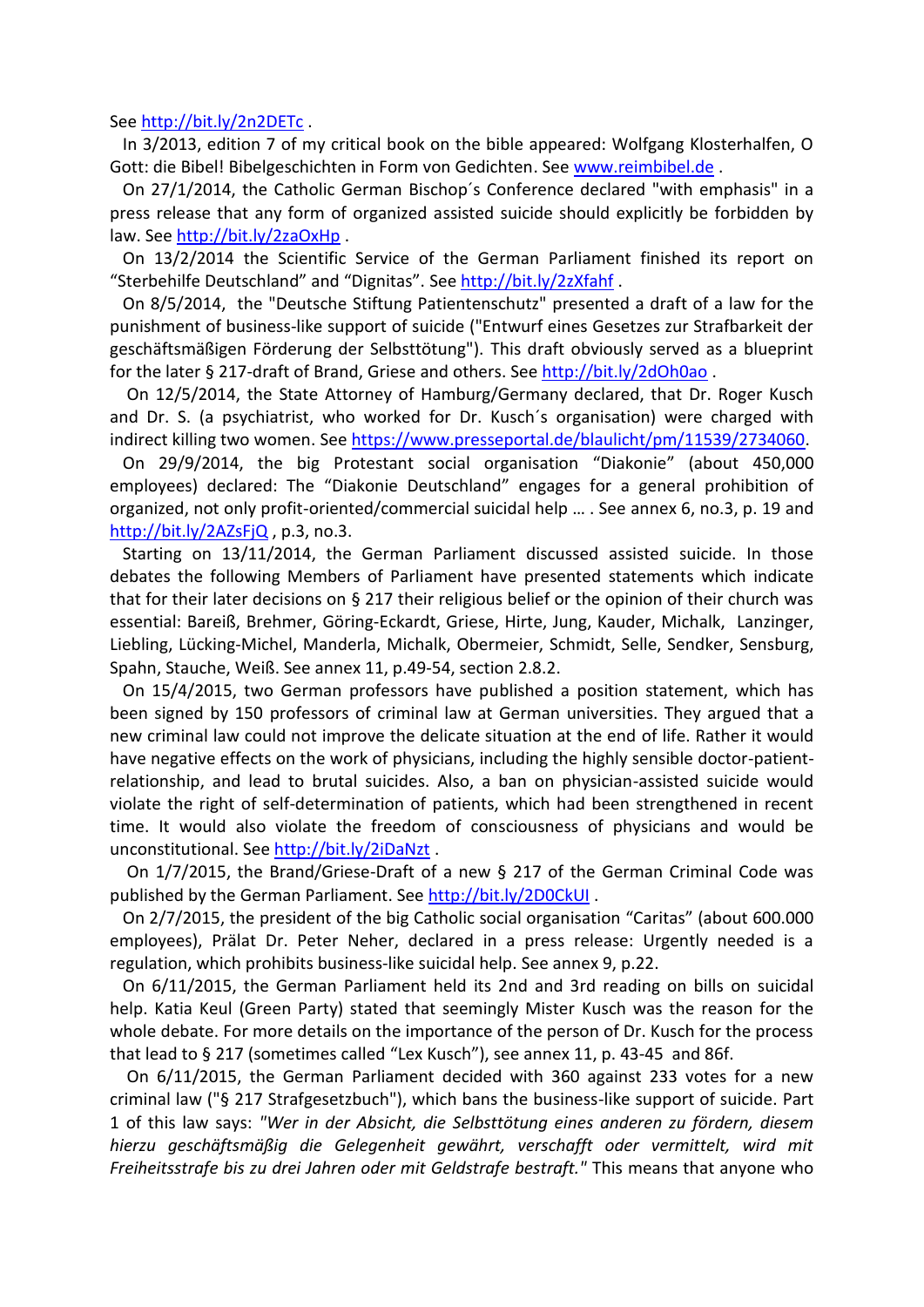See http://bit.ly/2n2DETc .

In 3/2013, edition 7 of my critical book on the bible appeared: Wolfgang Klosterhalfen, O Gott: die Bibel! Bibelgeschichten in Form von Gedichten. See www.reimbibel.de .

On 27/1/2014, the Catholic German Bischop´s Conference declared "with emphasis" in a press release that any form of organized assisted suicide should explicitly be forbidden by law. See http://bit.ly/2zaOxHp .

On 13/2/2014 the Scientific Service of the German Parliament finished its report on “Sterbehilfe Deutschland” and “Dignitas”. See http://bit.ly/2zXfahf .

On 8/5/2014, the "Deutsche Stiftung Patientenschutz" presented a draft of a law for the punishment of business-like support of suicide ("Entwurf eines Gesetzes zur Strafbarkeit der geschäftsmäßigen Förderung der Selbsttötung"). This draft obviously served as a blueprint for the later § 217-draft of Brand, Griese and others. See http://bit.ly/2dOh0ao .

On 12/5/2014, the State Attorney of Hamburg/Germany declared, that Dr. Roger Kusch and Dr. S. (a psychiatrist, who worked for Dr. Kusch´s organisation) were charged with indirect killing two women. See https://www.presseportal.de/blaulicht/pm/11539/2734060.

On 29/9/2014, the big Protestant social organisation “Diakonie” (about 450,000 employees) declared: The “Diakonie Deutschland” engages for a general prohibition of organized, not only profit-oriented/commercial suicidal help … . See annex 6, no.3, p. 19 and http://bit.ly/2AZsFjQ , p.3, no.3.

Starting on 13/11/2014, the German Parliament discussed assisted suicide. In those debates the following Members of Parliament have presented statements which indicate that for their later decisions on § 217 their religious belief or the opinion of their church was essential: Bareiß, Brehmer, Göring-Eckardt, Griese, Hirte, Jung, Kauder, Michalk, Lanzinger, Liebling, Lücking-Michel, Manderla, Michalk, Obermeier, Schmidt, Selle, Sendker, Sensburg, Spahn, Stauche, Weiß. See annex 11, p.49-54, section 2.8.2.

On 15/4/2015, two German professors have published a position statement, which has been signed by 150 professors of criminal law at German universities. They argued that a new criminal law could not improve the delicate situation at the end of life. Rather it would have negative effects on the work of physicians, including the highly sensible doctor-patient-relationship, and lead to brutal suicides. Also, a ban on physician-assisted suicide would violate the right of self-determination of patients, which had been strengthened in recent time. It would also violate the freedom of consciousness of physicians and would be unconstitutional. See http://bit.ly/2iDaNzt .

On 1/7/2015, the Brand/Griese-Draft of a new § 217 of the German Criminal Code was published by the German Parliament. See http://bit.ly/2D0CkUI .

On 2/7/2015, the president of the big Catholic social organisation “Caritas” (about 600.000 employees), Prälat Dr. Peter Neher, declared in a press release: Urgently needed is a regulation, which prohibits business-like suicidal help. See annex 9, p.22.

On 6/11/2015, the German Parliament held its 2nd and 3rd reading on bills on suicidal help. Katia Keul (Green Party) stated that seemingly Mister Kusch was the reason for the whole debate. For more details on the importance of the person of Dr. Kusch for the process that lead to § 217 (sometimes called “Lex Kusch”), see annex 11, p. 43-45 and 86f.

On 6/11/2015, the German Parliament decided with 360 against 233 votes for a new criminal law ("§ 217 Strafgesetzbuch"), which bans the business-like support of suicide. Part 1 of this law says: *"Wer in der Absicht, die Selbsttötung eines anderen zu fördern, diesem hierzu geschäftsmäßig die Gelegenheit gewährt, verschafft oder vermittelt, wird mit Freiheitsstrafe bis zu drei Jahren oder mit Geldstrafe bestraft."* This means that anyone who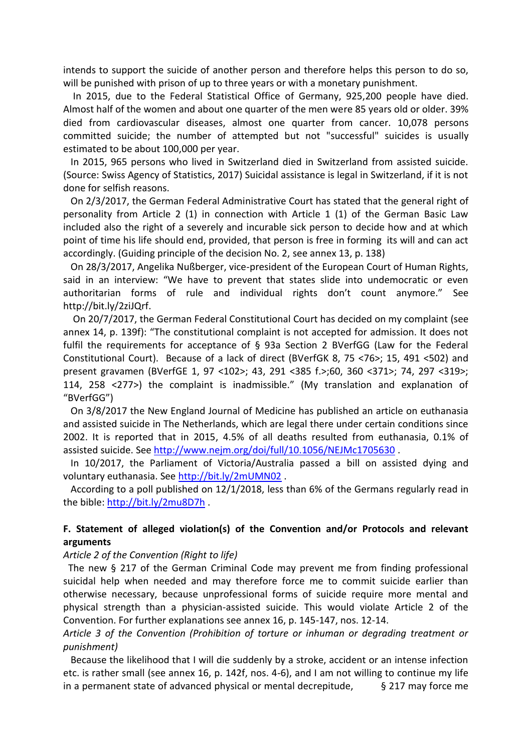intends to support the suicide of another person and therefore helps this person to do so, will be punished with prison of up to three years or with a monetary punishment.

In 2015, due to the Federal Statistical Office of Germany, 925,200 people have died. Almost half of the women and about one quarter of the men were 85 years old or older. 39% died from cardiovascular diseases, almost one quarter from cancer. 10,078 persons committed suicide; the number of attempted but not "successful" suicides is usually estimated to be about 100,000 per year.

In 2015, 965 persons who lived in Switzerland died in Switzerland from assisted suicide. (Source: Swiss Agency of Statistics, 2017) Suicidal assistance is legal in Switzerland, if it is not done for selfish reasons.

On 2/3/2017, the German Federal Administrative Court has stated that the general right of personality from Article 2 (1) in connection with Article 1 (1) of the German Basic Law included also the right of a severely and incurable sick person to decide how and at which point of time his life should end, provided, that person is free in forming its will and can act accordingly. (Guiding principle of the decision No. 2, see annex 13, p. 138)

On 28/3/2017, Angelika Nußberger, vice-president of the European Court of Human Rights, said in an interview: "We have to prevent that states slide into undemocratic or even authoritarian forms of rule and individual rights don't count anymore." See http://bit.ly/2ziJQrf.

On 20/7/2017, the German Federal Constitutional Court has decided on my complaint (see annex 14, p. 139f): "The constitutional complaint is not accepted for admission. It does not fulfil the requirements for acceptance of § 93a Section 2 BVerfGG (Law for the Federal Constitutional Court). Because of a lack of direct (BVerfGK 8, 75 <76>; 15, 491 <502) and present gravamen (BVerfGE 1, 97 <102>; 43, 291 <385 f.>;60, 360 <371>; 74, 297 <319>; 114, 258 <277>) the complaint is inadmissible." (My translation and explanation of "BVerfGG")

On 3/8/2017 the New England Journal of Medicine has published an article on euthanasia and assisted suicide in The Netherlands, which are legal there under certain conditions since 2002. It is reported that in 2015, 4.5% of all deaths resulted from euthanasia, 0.1% of assisted suicide. See http://www.nejm.org/doi/full/10.1056/NEJMc1705630 .

In 10/2017, the Parliament of Victoria/Australia passed a bill on assisted dying and voluntary euthanasia. See http://bit.ly/2mUMN02 .

According to a poll published on 12/1/2018, less than 6% of the Germans regularly read in the bible: http://bit.ly/2mu8D7h .

## F. Statement of alleged violation(s) of the Convention and/or Protocols and relevant arguments

*Article 2 of the Convention (Right to life)*

The new § 217 of the German Criminal Code may prevent me from finding professional suicidal help when needed and may therefore force me to commit suicide earlier than otherwise necessary, because unprofessional forms of suicide require more mental and physical strength than a physician-assisted suicide. This would violate Article 2 of the Convention. For further explanations see annex 16, p. 145-147, nos. 12-14.

*Article 3 of the Convention (Prohibition of torture or inhuman or degrading treatment or punishment)*

Because the likelihood that I will die suddenly by a stroke, accident or an intense infection etc. is rather small (see annex 16, p. 142f, nos. 4-6), and I am not willing to continue my life in a permanent state of advanced physical or mental decrepitude, § 217 may force me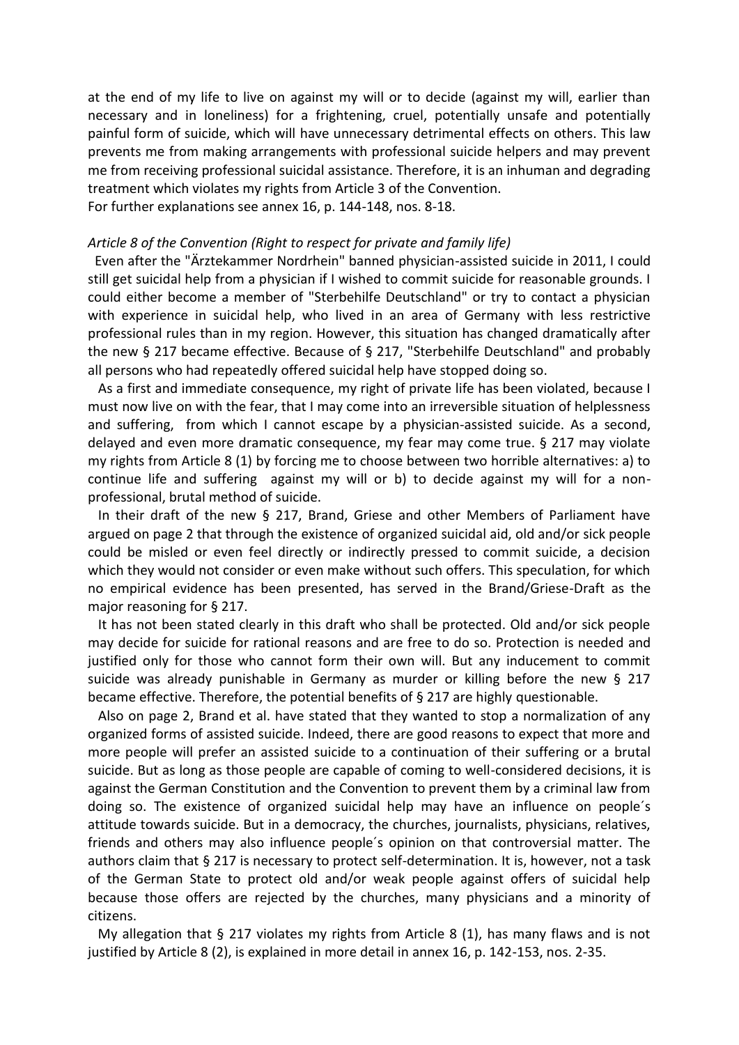at the end of my life to live on against my will or to decide (against my will, earlier than necessary and in loneliness) for a frightening, cruel, potentially unsafe and potentially painful form of suicide, which will have unnecessary detrimental effects on others. This law prevents me from making arrangements with professional suicide helpers and may prevent me from receiving professional suicidal assistance. Therefore, it is an inhuman and degrading treatment which violates my rights from Article 3 of the Convention.
For further explanations see annex 16, p. 144-148, nos. 8-18.

*Article 8 of the Convention (Right to respect for private and family life)*

Even after the "Ärztekammer Nordrhein" banned physician-assisted suicide in 2011, I could still get suicidal help from a physician if I wished to commit suicide for reasonable grounds. I could either become a member of "Sterbehilfe Deutschland" or try to contact a physician with experience in suicidal help, who lived in an area of Germany with less restrictive professional rules than in my region. However, this situation has changed dramatically after the new § 217 became effective. Because of § 217, "Sterbehilfe Deutschland" and probably all persons who had repeatedly offered suicidal help have stopped doing so.

As a first and immediate consequence, my right of private life has been violated, because I must now live on with the fear, that I may come into an irreversible situation of helplessness and suffering, from which I cannot escape by a physician-assisted suicide. As a second, delayed and even more dramatic consequence, my fear may come true. § 217 may violate my rights from Article 8 (1) by forcing me to choose between two horrible alternatives: a) to continue life and suffering against my will or b) to decide against my will for a non-professional, brutal method of suicide.

In their draft of the new § 217, Brand, Griese and other Members of Parliament have argued on page 2 that through the existence of organized suicidal aid, old and/or sick people could be misled or even feel directly or indirectly pressed to commit suicide, a decision which they would not consider or even make without such offers. This speculation, for which no empirical evidence has been presented, has served in the Brand/Griese-Draft as the major reasoning for § 217.

It has not been stated clearly in this draft who shall be protected. Old and/or sick people may decide for suicide for rational reasons and are free to do so. Protection is needed and justified only for those who cannot form their own will. But any inducement to commit suicide was already punishable in Germany as murder or killing before the new § 217 became effective. Therefore, the potential benefits of § 217 are highly questionable.

Also on page 2, Brand et al. have stated that they wanted to stop a normalization of any organized forms of assisted suicide. Indeed, there are good reasons to expect that more and more people will prefer an assisted suicide to a continuation of their suffering or a brutal suicide. But as long as those people are capable of coming to well-considered decisions, it is against the German Constitution and the Convention to prevent them by a criminal law from doing so. The existence of organized suicidal help may have an influence on people´s attitude towards suicide. But in a democracy, the churches, journalists, physicians, relatives, friends and others may also influence people´s opinion on that controversial matter. The authors claim that § 217 is necessary to protect self-determination. It is, however, not a task of the German State to protect old and/or weak people against offers of suicidal help because those offers are rejected by the churches, many physicians and a minority of citizens.

My allegation that § 217 violates my rights from Article 8 (1), has many flaws and is not justified by Article 8 (2), is explained in more detail in annex 16, p. 142-153, nos. 2-35.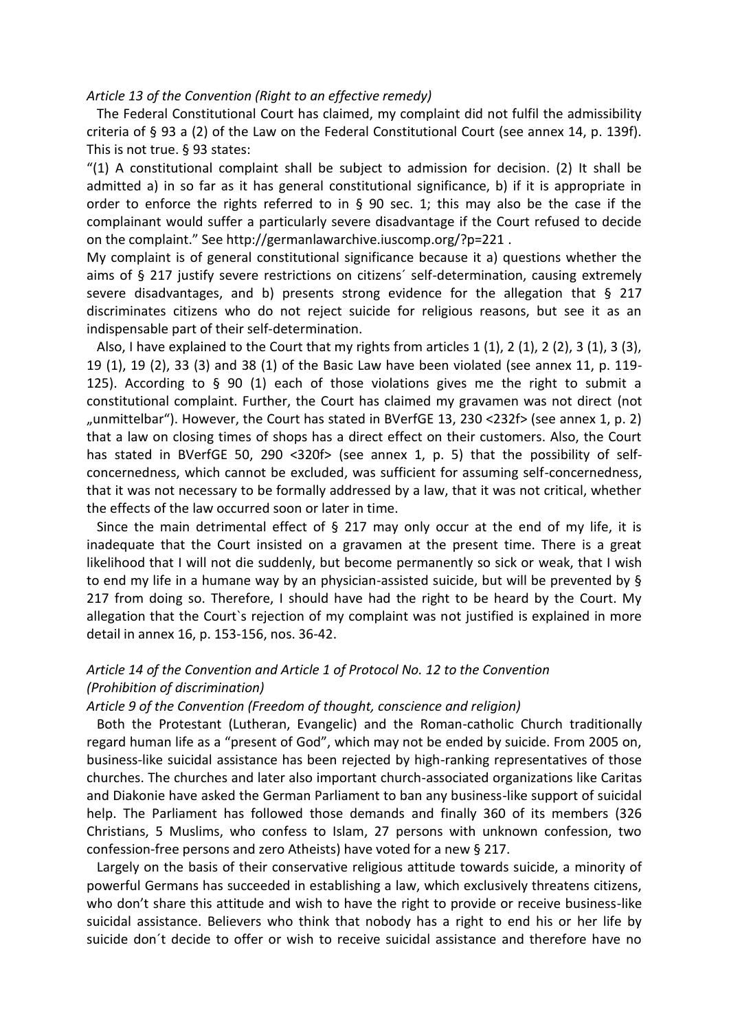*Article 13 of the Convention (Right to an effective remedy)*

The Federal Constitutional Court has claimed, my complaint did not fulfil the admissibility criteria of § 93 a (2) of the Law on the Federal Constitutional Court (see annex 14, p. 139f). This is not true. § 93 states:

"(1) A constitutional complaint shall be subject to admission for decision. (2) It shall be admitted a) in so far as it has general constitutional significance, b) if it is appropriate in order to enforce the rights referred to in § 90 sec. 1; this may also be the case if the complainant would suffer a particularly severe disadvantage if the Court refused to decide on the complaint." See http://germanlawarchive.iuscomp.org/?p=221 .

My complaint is of general constitutional significance because it a) questions whether the aims of § 217 justify severe restrictions on citizens´ self-determination, causing extremely severe disadvantages, and b) presents strong evidence for the allegation that § 217 discriminates citizens who do not reject suicide for religious reasons, but see it as an indispensable part of their self-determination.

Also, I have explained to the Court that my rights from articles 1 (1), 2 (1), 2 (2), 3 (1), 3 (3), 19 (1), 19 (2), 33 (3) and 38 (1) of the Basic Law have been violated (see annex 11, p. 119-125). According to § 90 (1) each of those violations gives me the right to submit a constitutional complaint. Further, the Court has claimed my gravamen was not direct (not „unmittelbar"). However, the Court has stated in BVerfGE 13, 230 <232f> (see annex 1, p. 2) that a law on closing times of shops has a direct effect on their customers. Also, the Court has stated in BVerfGE 50, 290 <320f> (see annex 1, p. 5) that the possibility of self-concernedness, which cannot be excluded, was sufficient for assuming self-concernedness, that it was not necessary to be formally addressed by a law, that it was not critical, whether the effects of the law occurred soon or later in time.

Since the main detrimental effect of § 217 may only occur at the end of my life, it is inadequate that the Court insisted on a gravamen at the present time. There is a great likelihood that I will not die suddenly, but become permanently so sick or weak, that I wish to end my life in a humane way by an physician-assisted suicide, but will be prevented by § 217 from doing so. Therefore, I should have had the right to be heard by the Court. My allegation that the Court`s rejection of my complaint was not justified is explained in more detail in annex 16, p. 153-156, nos. 36-42.

*Article 14 of the Convention and Article 1 of Protocol No. 12 to the Convention (Prohibition of discrimination)*

*Article 9 of the Convention (Freedom of thought, conscience and religion)*

Both the Protestant (Lutheran, Evangelic) and the Roman-catholic Church traditionally regard human life as a "present of God", which may not be ended by suicide. From 2005 on, business-like suicidal assistance has been rejected by high-ranking representatives of those churches. The churches and later also important church-associated organizations like Caritas and Diakonie have asked the German Parliament to ban any business-like support of suicidal help. The Parliament has followed those demands and finally 360 of its members (326 Christians, 5 Muslims, who confess to Islam, 27 persons with unknown confession, two confession-free persons and zero Atheists) have voted for a new § 217.

Largely on the basis of their conservative religious attitude towards suicide, a minority of powerful Germans has succeeded in establishing a law, which exclusively threatens citizens, who don't share this attitude and wish to have the right to provide or receive business-like suicidal assistance. Believers who think that nobody has a right to end his or her life by suicide don´t decide to offer or wish to receive suicidal assistance and therefore have no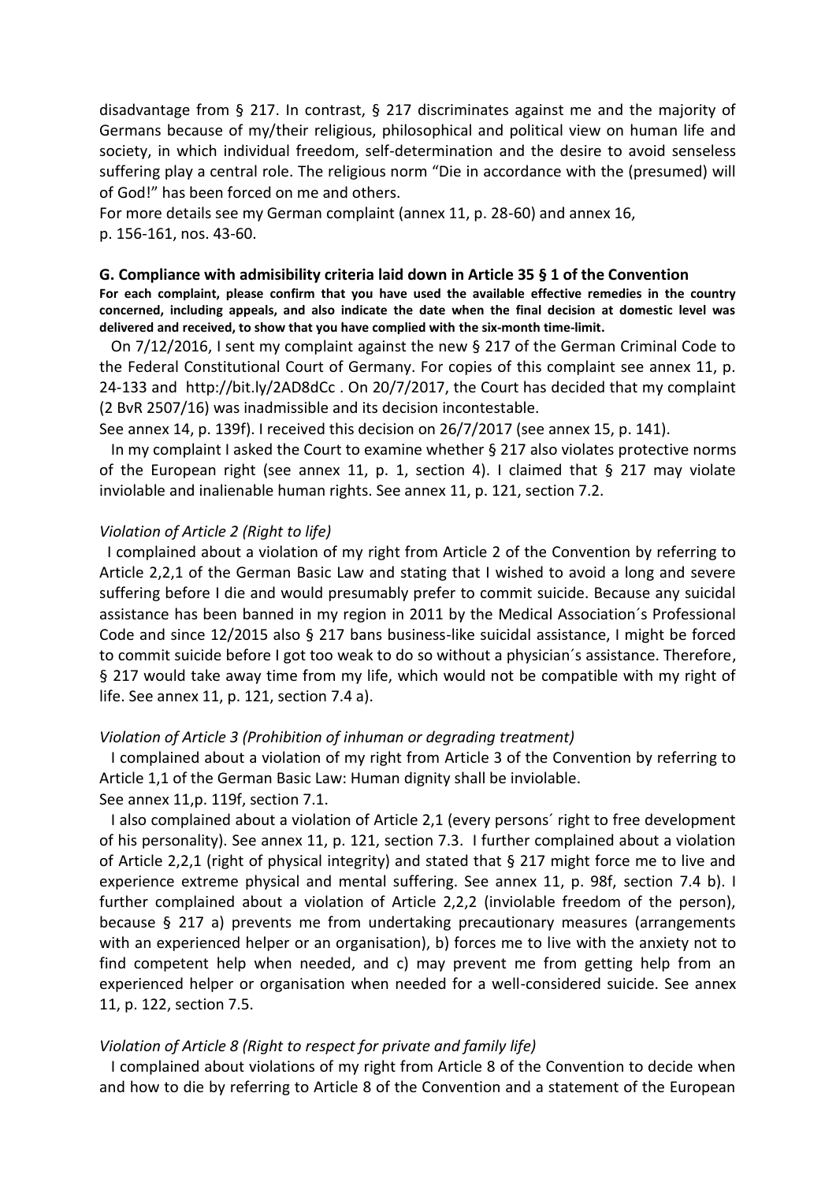disadvantage from § 217. In contrast, § 217 discriminates against me and the majority of Germans because of my/their religious, philosophical and political view on human life and society, in which individual freedom, self-determination and the desire to avoid senseless suffering play a central role. The religious norm "Die in accordance with the (presumed) will of God!" has been forced on me and others.

For more details see my German complaint (annex 11, p. 28-60) and annex 16, p. 156-161, nos. 43-60.

**G. Compliance with admisibility criteria laid down in Article 35 § 1 of the Convention**

**For each complaint, please confirm that you have used the available effective remedies in the country concerned, including appeals, and also indicate the date when the final decision at domestic level was delivered and received, to show that you have complied with the six-month time-limit.**

On 7/12/2016, I sent my complaint against the new § 217 of the German Criminal Code to the Federal Constitutional Court of Germany. For copies of this complaint see annex 11, p. 24-133 and http://bit.ly/2AD8dCc . On 20/7/2017, the Court has decided that my complaint (2 BvR 2507/16) was inadmissible and its decision incontestable.

See annex 14, p. 139f). I received this decision on 26/7/2017 (see annex 15, p. 141).

In my complaint I asked the Court to examine whether § 217 also violates protective norms of the European right (see annex 11, p. 1, section 4). I claimed that § 217 may violate inviolable and inalienable human rights. See annex 11, p. 121, section 7.2.

*Violation of Article 2 (Right to life)*

I complained about a violation of my right from Article 2 of the Convention by referring to Article 2,2,1 of the German Basic Law and stating that I wished to avoid a long and severe suffering before I die and would presumably prefer to commit suicide. Because any suicidal assistance has been banned in my region in 2011 by the Medical Association´s Professional Code and since 12/2015 also § 217 bans business-like suicidal assistance, I might be forced to commit suicide before I got too weak to do so without a physician´s assistance. Therefore, § 217 would take away time from my life, which would not be compatible with my right of life. See annex 11, p. 121, section 7.4 a).

*Violation of Article 3 (Prohibition of inhuman or degrading treatment)*

I complained about a violation of my right from Article 3 of the Convention by referring to Article 1,1 of the German Basic Law: Human dignity shall be inviolable.
See annex 11,p. 119f, section 7.1.

I also complained about a violation of Article 2,1 (every persons´ right to free development of his personality). See annex 11, p. 121, section 7.3. I further complained about a violation of Article 2,2,1 (right of physical integrity) and stated that § 217 might force me to live and experience extreme physical and mental suffering. See annex 11, p. 98f, section 7.4 b). I further complained about a violation of Article 2,2,2 (inviolable freedom of the person), because § 217 a) prevents me from undertaking precautionary measures (arrangements with an experienced helper or an organisation), b) forces me to live with the anxiety not to find competent help when needed, and c) may prevent me from getting help from an experienced helper or organisation when needed for a well-considered suicide. See annex 11, p. 122, section 7.5.

*Violation of Article 8 (Right to respect for private and family life)*

I complained about violations of my right from Article 8 of the Convention to decide when and how to die by referring to Article 8 of the Convention and a statement of the European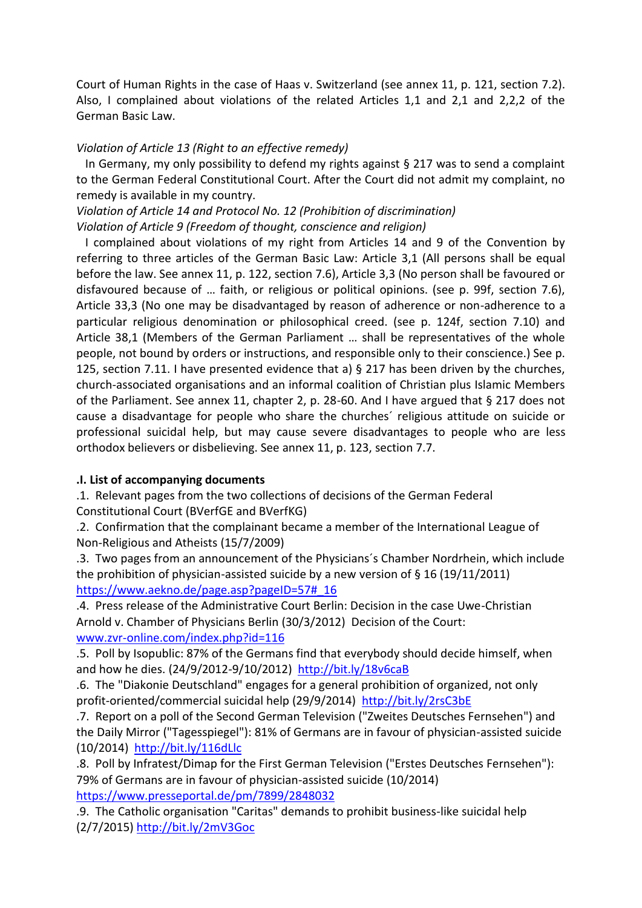Court of Human Rights in the case of Haas v. Switzerland (see annex 11, p. 121, section 7.2). Also, I complained about violations of the related Articles 1,1 and 2,1 and 2,2,2 of the German Basic Law.

*Violation of Article 13 (Right to an effective remedy)*

In Germany, my only possibility to defend my rights against § 217 was to send a complaint to the German Federal Constitutional Court. After the Court did not admit my complaint, no remedy is available in my country.

*Violation of Article 14 and Protocol No. 12 (Prohibition of discrimination)*
*Violation of Article 9 (Freedom of thought, conscience and religion)*

I complained about violations of my right from Articles 14 and 9 of the Convention by referring to three articles of the German Basic Law: Article 3,1 (All persons shall be equal before the law. See annex 11, p. 122, section 7.6), Article 3,3 (No person shall be favoured or disfavoured because of … faith, or religious or political opinions. (see p. 99f, section 7.6), Article 33,3 (No one may be disadvantaged by reason of adherence or non-adherence to a particular religious denomination or philosophical creed. (see p. 124f, section 7.10) and Article 38,1 (Members of the German Parliament … shall be representatives of the whole people, not bound by orders or instructions, and responsible only to their conscience.) See p. 125, section 7.11. I have presented evidence that a) § 217 has been driven by the churches, church-associated organisations and an informal coalition of Christian plus Islamic Members of the Parliament. See annex 11, chapter 2, p. 28-60. And I have argued that § 217 does not cause a disadvantage for people who share the churches´ religious attitude on suicide or professional suicidal help, but may cause severe disadvantages to people who are less orthodox believers or disbelieving. See annex 11, p. 123, section 7.7.

**.I. List of accompanying documents**

.1. Relevant pages from the two collections of decisions of the German Federal Constitutional Court (BVerfGE and BVerfKG)

.2. Confirmation that the complainant became a member of the International League of Non-Religious and Atheists (15/7/2009)

.3. Two pages from an announcement of the Physicians´s Chamber Nordrhein, which include the prohibition of physician-assisted suicide by a new version of § 16 (19/11/2011) https://www.aekno.de/page.asp?pageID=57#_16

.4. Press release of the Administrative Court Berlin: Decision in the case Uwe-Christian Arnold v. Chamber of Physicians Berlin (30/3/2012) Decision of the Court: www.zvr-online.com/index.php?id=116

.5. Poll by Isopublic: 87% of the Germans find that everybody should decide himself, when and how he dies. (24/9/2012-9/10/2012) http://bit.ly/18v6caB

.6. The "Diakonie Deutschland" engages for a general prohibition of organized, not only profit-oriented/commercial suicidal help (29/9/2014) http://bit.ly/2rsC3bE

.7. Report on a poll of the Second German Television ("Zweites Deutsches Fernsehen") and the Daily Mirror ("Tagesspiegel"): 81% of Germans are in favour of physician-assisted suicide (10/2014) http://bit.ly/116dLlc

.8. Poll by Infratest/Dimap for the First German Television ("Erstes Deutsches Fernsehen"): 79% of Germans are in favour of physician-assisted suicide (10/2014) https://www.presseportal.de/pm/7899/2848032

.9. The Catholic organisation "Caritas" demands to prohibit business-like suicidal help (2/7/2015) http://bit.ly/2mV3Goc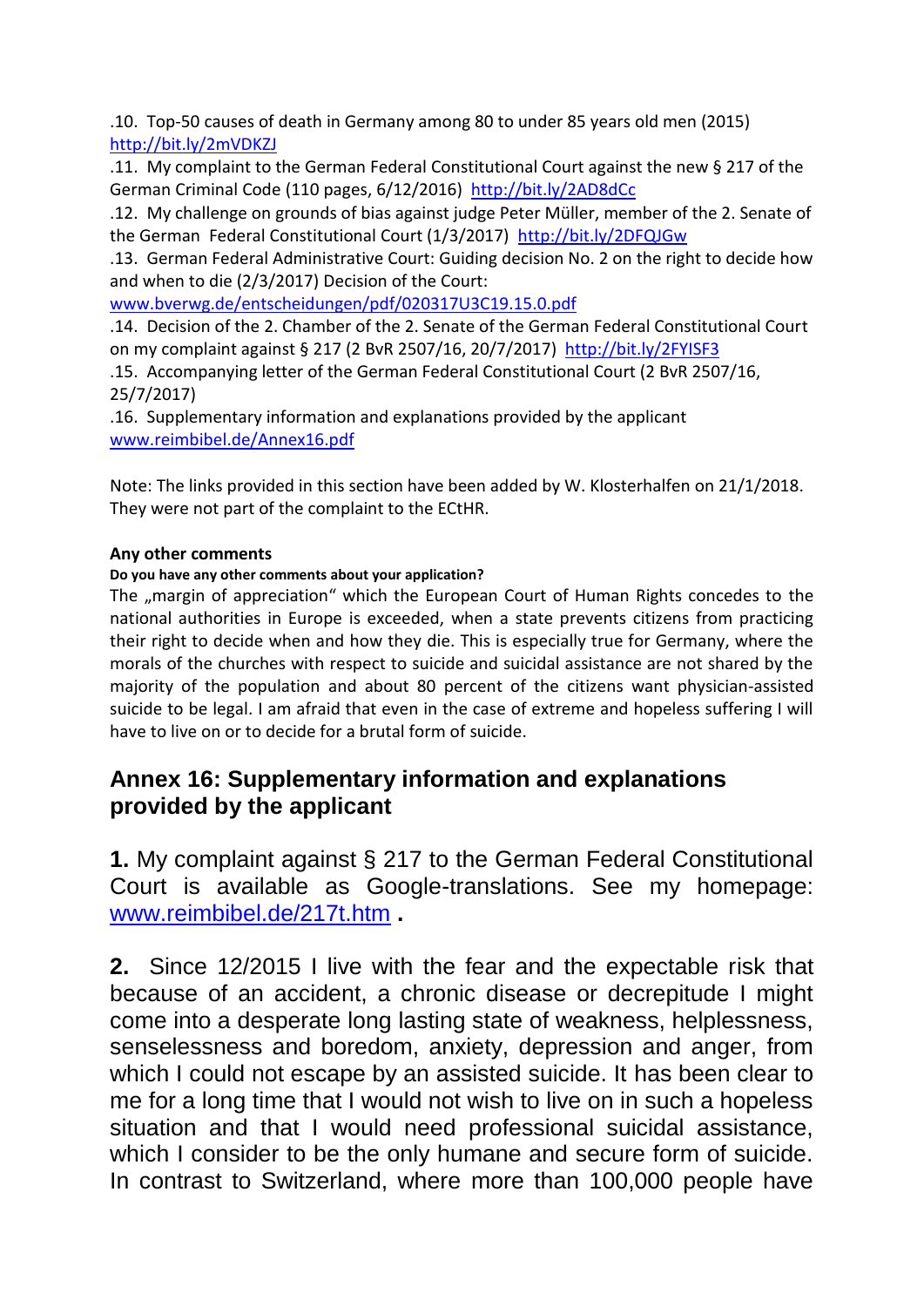.10. Top-50 causes of death in Germany among 80 to under 85 years old men (2015) http://bit.ly/2mVDKZJ

.11. My complaint to the German Federal Constitutional Court against the new § 217 of the German Criminal Code (110 pages, 6/12/2016) http://bit.ly/2AD8dCc

.12. My challenge on grounds of bias against judge Peter Müller, member of the 2. Senate of the German Federal Constitutional Court (1/3/2017) http://bit.ly/2DFQJGw

.13. German Federal Administrative Court: Guiding decision No. 2 on the right to decide how and when to die (2/3/2017) Decision of the Court: www.bverwg.de/entscheidungen/pdf/020317U3C19.15.0.pdf

.14. Decision of the 2. Chamber of the 2. Senate of the German Federal Constitutional Court on my complaint against § 217 (2 BvR 2507/16, 20/7/2017) http://bit.ly/2FYISF3

.15. Accompanying letter of the German Federal Constitutional Court (2 BvR 2507/16, 25/7/2017)

.16. Supplementary information and explanations provided by the applicant www.reimbibel.de/Annex16.pdf

Note: The links provided in this section have been added by W. Klosterhalfen on 21/1/2018. They were not part of the complaint to the ECtHR.

**Any other comments**

**Do you have any other comments about your application?**

The „margin of appreciation" which the European Court of Human Rights concedes to the national authorities in Europe is exceeded, when a state prevents citizens from practicing their right to decide when and how they die. This is especially true for Germany, where the morals of the churches with respect to suicide and suicidal assistance are not shared by the majority of the population and about 80 percent of the citizens want physician-assisted suicide to be legal. I am afraid that even in the case of extreme and hopeless suffering I will have to live on or to decide for a brutal form of suicide.

## Annex 16: Supplementary information and explanations provided by the applicant

**1.** My complaint against § 217 to the German Federal Constitutional Court is available as Google-translations. See my homepage: www.reimbibel.de/217t.htm **.**

**2.** Since 12/2015 I live with the fear and the expectable risk that because of an accident, a chronic disease or decrepitude I might come into a desperate long lasting state of weakness, helplessness, senselessness and boredom, anxiety, depression and anger, from which I could not escape by an assisted suicide. It has been clear to me for a long time that I would not wish to live on in such a hopeless situation and that I would need professional suicidal assistance, which I consider to be the only humane and secure form of suicide. In contrast to Switzerland, where more than 100,000 people have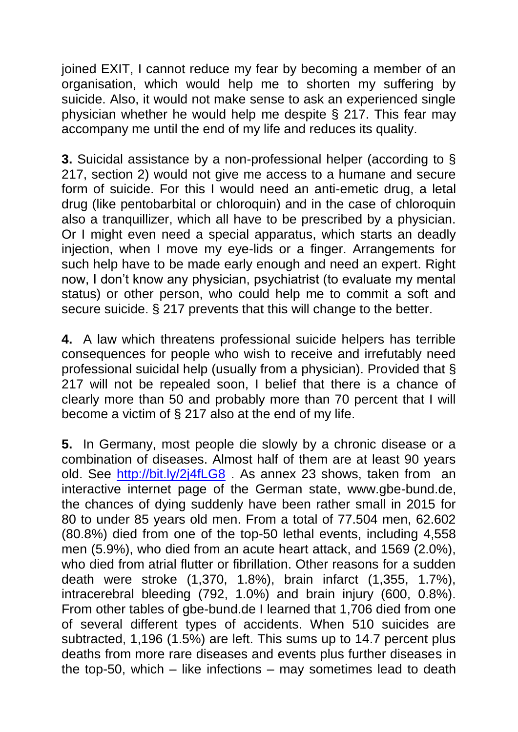joined EXIT, I cannot reduce my fear by becoming a member of an organisation, which would help me to shorten my suffering by suicide. Also, it would not make sense to ask an experienced single physician whether he would help me despite § 217. This fear may accompany me until the end of my life and reduces its quality.

**3.** Suicidal assistance by a non-professional helper (according to § 217, section 2) would not give me access to a humane and secure form of suicide. For this I would need an anti-emetic drug, a letal drug (like pentobarbital or chloroquin) and in the case of chloroquin also a tranquillizer, which all have to be prescribed by a physician. Or I might even need a special apparatus, which starts an deadly injection, when I move my eye-lids or a finger. Arrangements for such help have to be made early enough and need an expert. Right now, I don't know any physician, psychiatrist (to evaluate my mental status) or other person, who could help me to commit a soft and secure suicide. § 217 prevents that this will change to the better.

**4.** A law which threatens professional suicide helpers has terrible consequences for people who wish to receive and irrefutably need professional suicidal help (usually from a physician). Provided that § 217 will not be repealed soon, I belief that there is a chance of clearly more than 50 and probably more than 70 percent that I will become a victim of § 217 also at the end of my life.

**5.** In Germany, most people die slowly by a chronic disease or a combination of diseases. Almost half of them are at least 90 years old. See http://bit.ly/2j4fLG8 . As annex 23 shows, taken from an interactive internet page of the German state, www.gbe-bund.de, the chances of dying suddenly have been rather small in 2015 for 80 to under 85 years old men. From a total of 77.504 men, 62.602 (80.8%) died from one of the top-50 lethal events, including 4,558 men (5.9%), who died from an acute heart attack, and 1569 (2.0%), who died from atrial flutter or fibrillation. Other reasons for a sudden death were stroke (1,370, 1.8%), brain infarct (1,355, 1.7%), intracerebral bleeding (792, 1.0%) and brain injury (600, 0.8%). From other tables of gbe-bund.de I learned that 1,706 died from one of several different types of accidents. When 510 suicides are subtracted, 1,196 (1.5%) are left. This sums up to 14.7 percent plus deaths from more rare diseases and events plus further diseases in the top-50, which – like infections – may sometimes lead to death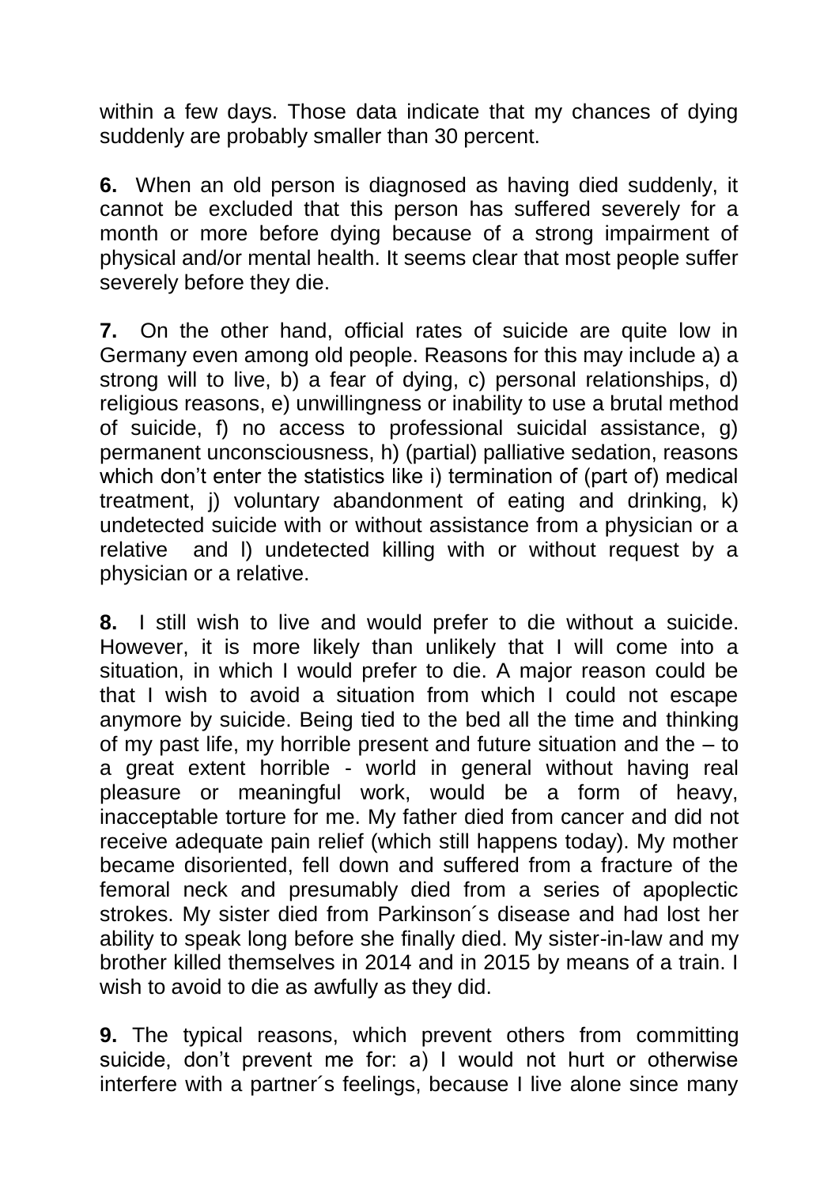within a few days. Those data indicate that my chances of dying suddenly are probably smaller than 30 percent.

**6.** When an old person is diagnosed as having died suddenly, it cannot be excluded that this person has suffered severely for a month or more before dying because of a strong impairment of physical and/or mental health. It seems clear that most people suffer severely before they die.

**7.** On the other hand, official rates of suicide are quite low in Germany even among old people. Reasons for this may include a) a strong will to live, b) a fear of dying, c) personal relationships, d) religious reasons, e) unwillingness or inability to use a brutal method of suicide, f) no access to professional suicidal assistance, g) permanent unconsciousness, h) (partial) palliative sedation, reasons which don't enter the statistics like i) termination of (part of) medical treatment, j) voluntary abandonment of eating and drinking, k) undetected suicide with or without assistance from a physician or a relative and l) undetected killing with or without request by a physician or a relative.

**8.** I still wish to live and would prefer to die without a suicide. However, it is more likely than unlikely that I will come into a situation, in which I would prefer to die. A major reason could be that I wish to avoid a situation from which I could not escape anymore by suicide. Being tied to the bed all the time and thinking of my past life, my horrible present and future situation and the – to a great extent horrible - world in general without having real pleasure or meaningful work, would be a form of heavy, inacceptable torture for me. My father died from cancer and did not receive adequate pain relief (which still happens today). My mother became disoriented, fell down and suffered from a fracture of the femoral neck and presumably died from a series of apoplectic strokes. My sister died from Parkinson´s disease and had lost her ability to speak long before she finally died. My sister-in-law and my brother killed themselves in 2014 and in 2015 by means of a train. I wish to avoid to die as awfully as they did.

**9.** The typical reasons, which prevent others from committing suicide, don't prevent me for: a) I would not hurt or otherwise interfere with a partner´s feelings, because I live alone since many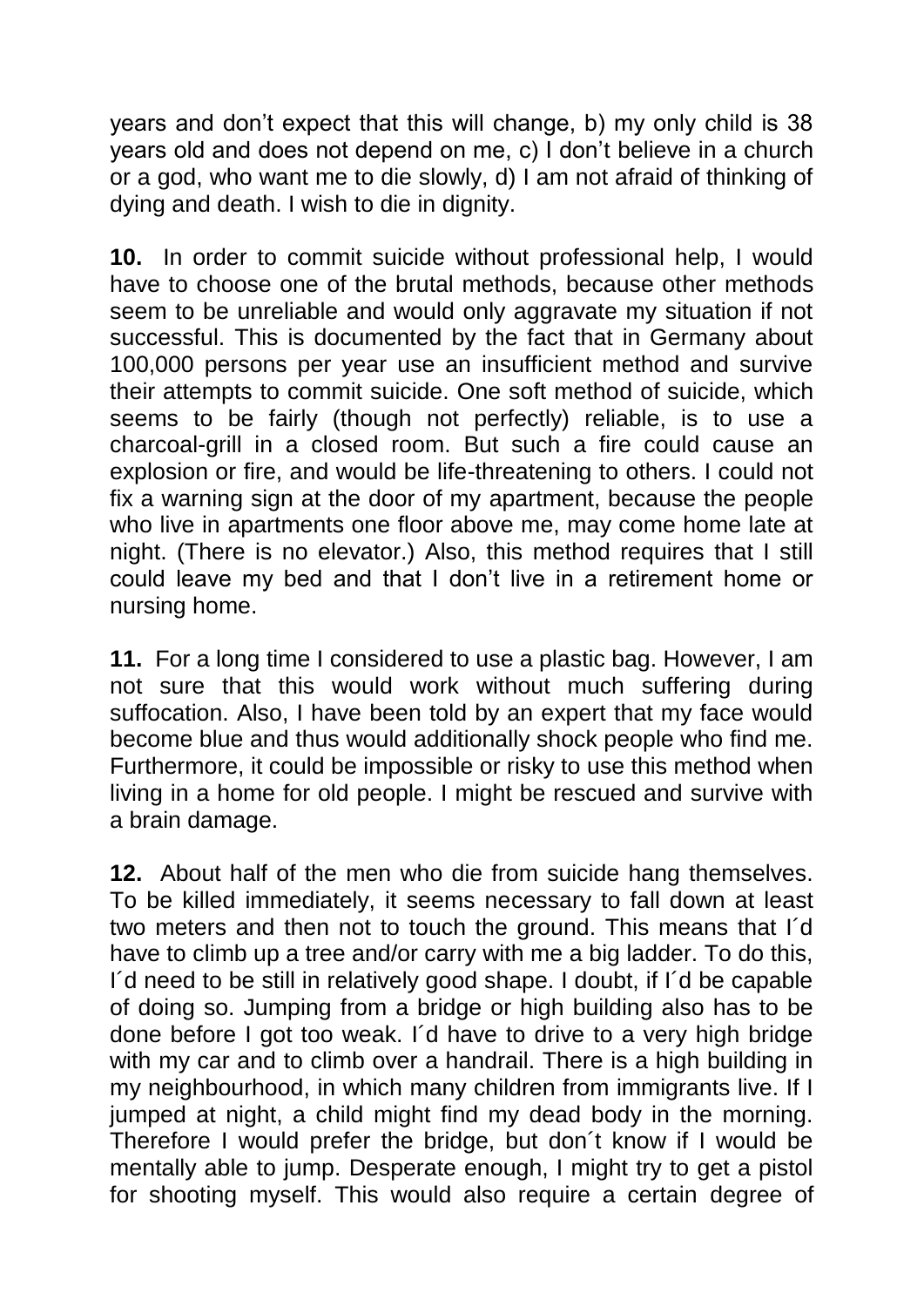years and don't expect that this will change, b) my only child is 38 years old and does not depend on me, c) I don't believe in a church or a god, who want me to die slowly, d) I am not afraid of thinking of dying and death. I wish to die in dignity.

**10.** In order to commit suicide without professional help, I would have to choose one of the brutal methods, because other methods seem to be unreliable and would only aggravate my situation if not successful. This is documented by the fact that in Germany about 100,000 persons per year use an insufficient method and survive their attempts to commit suicide. One soft method of suicide, which seems to be fairly (though not perfectly) reliable, is to use a charcoal-grill in a closed room. But such a fire could cause an explosion or fire, and would be life-threatening to others. I could not fix a warning sign at the door of my apartment, because the people who live in apartments one floor above me, may come home late at night. (There is no elevator.) Also, this method requires that I still could leave my bed and that I don't live in a retirement home or nursing home.

**11.** For a long time I considered to use a plastic bag. However, I am not sure that this would work without much suffering during suffocation. Also, I have been told by an expert that my face would become blue and thus would additionally shock people who find me. Furthermore, it could be impossible or risky to use this method when living in a home for old people. I might be rescued and survive with a brain damage.

**12.** About half of the men who die from suicide hang themselves. To be killed immediately, it seems necessary to fall down at least two meters and then not to touch the ground. This means that I´d have to climb up a tree and/or carry with me a big ladder. To do this, I´d need to be still in relatively good shape. I doubt, if I´d be capable of doing so. Jumping from a bridge or high building also has to be done before I got too weak. I´d have to drive to a very high bridge with my car and to climb over a handrail. There is a high building in my neighbourhood, in which many children from immigrants live. If I jumped at night, a child might find my dead body in the morning. Therefore I would prefer the bridge, but don´t know if I would be mentally able to jump. Desperate enough, I might try to get a pistol for shooting myself. This would also require a certain degree of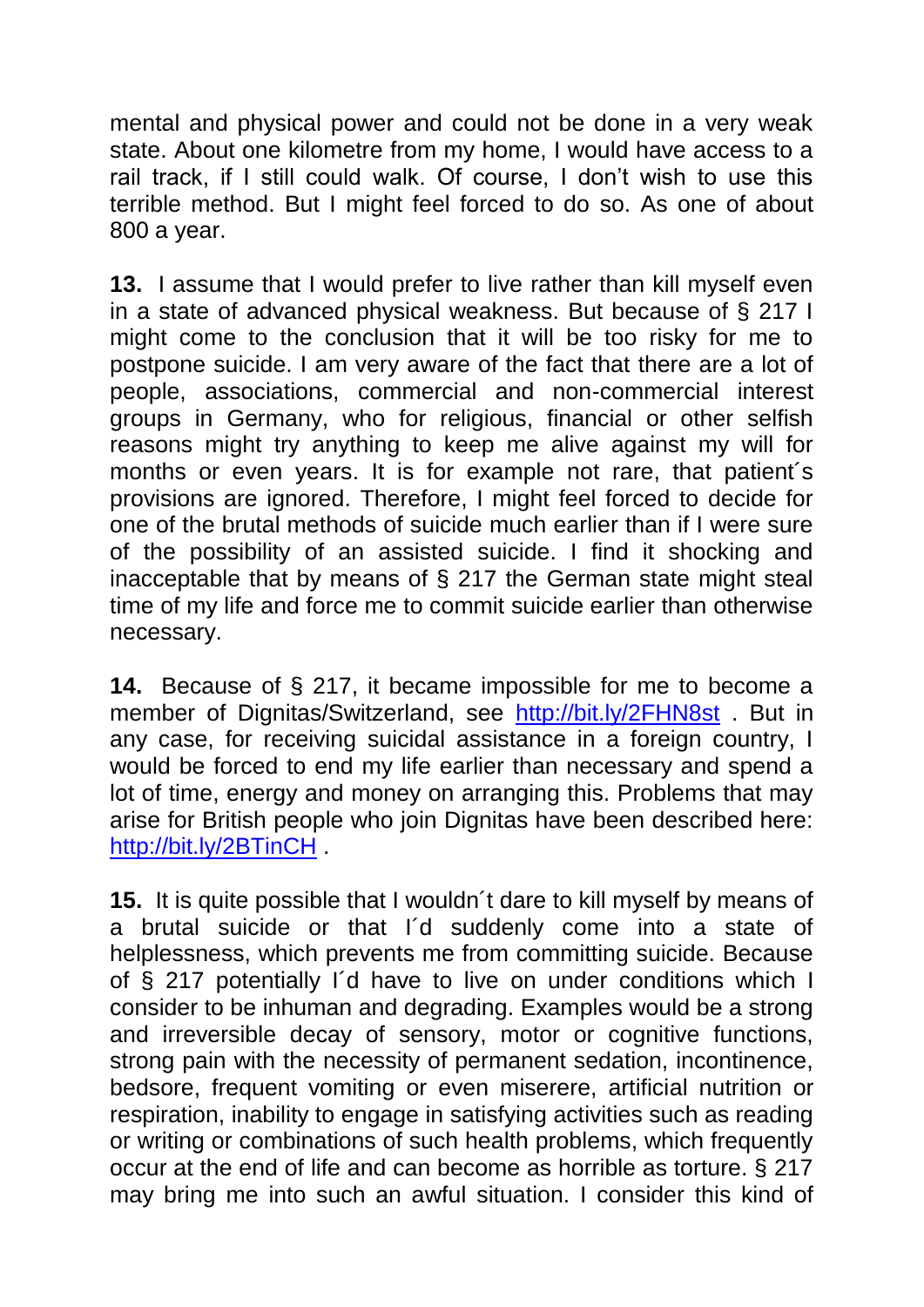mental and physical power and could not be done in a very weak state. About one kilometre from my home, I would have access to a rail track, if I still could walk. Of course, I don't wish to use this terrible method. But I might feel forced to do so. As one of about 800 a year.

**13.** I assume that I would prefer to live rather than kill myself even in a state of advanced physical weakness. But because of § 217 I might come to the conclusion that it will be too risky for me to postpone suicide. I am very aware of the fact that there are a lot of people, associations, commercial and non-commercial interest groups in Germany, who for religious, financial or other selfish reasons might try anything to keep me alive against my will for months or even years. It is for example not rare, that patient´s provisions are ignored. Therefore, I might feel forced to decide for one of the brutal methods of suicide much earlier than if I were sure of the possibility of an assisted suicide. I find it shocking and inacceptable that by means of § 217 the German state might steal time of my life and force me to commit suicide earlier than otherwise necessary.

**14.** Because of § 217, it became impossible for me to become a member of Dignitas/Switzerland, see [http://bit.ly/2FHN8st](http://bit.ly/2FHN8st) . But in any case, for receiving suicidal assistance in a foreign country, I would be forced to end my life earlier than necessary and spend a lot of time, energy and money on arranging this. Problems that may arise for British people who join Dignitas have been described here: [http://bit.ly/2BTinCH](http://bit.ly/2BTinCH) .

**15.** It is quite possible that I wouldn´t dare to kill myself by means of a brutal suicide or that I´d suddenly come into a state of helplessness, which prevents me from committing suicide. Because of § 217 potentially I´d have to live on under conditions which I consider to be inhuman and degrading. Examples would be a strong and irreversible decay of sensory, motor or cognitive functions, strong pain with the necessity of permanent sedation, incontinence, bedsore, frequent vomiting or even miserere, artificial nutrition or respiration, inability to engage in satisfying activities such as reading or writing or combinations of such health problems, which frequently occur at the end of life and can become as horrible as torture. § 217 may bring me into such an awful situation. I consider this kind of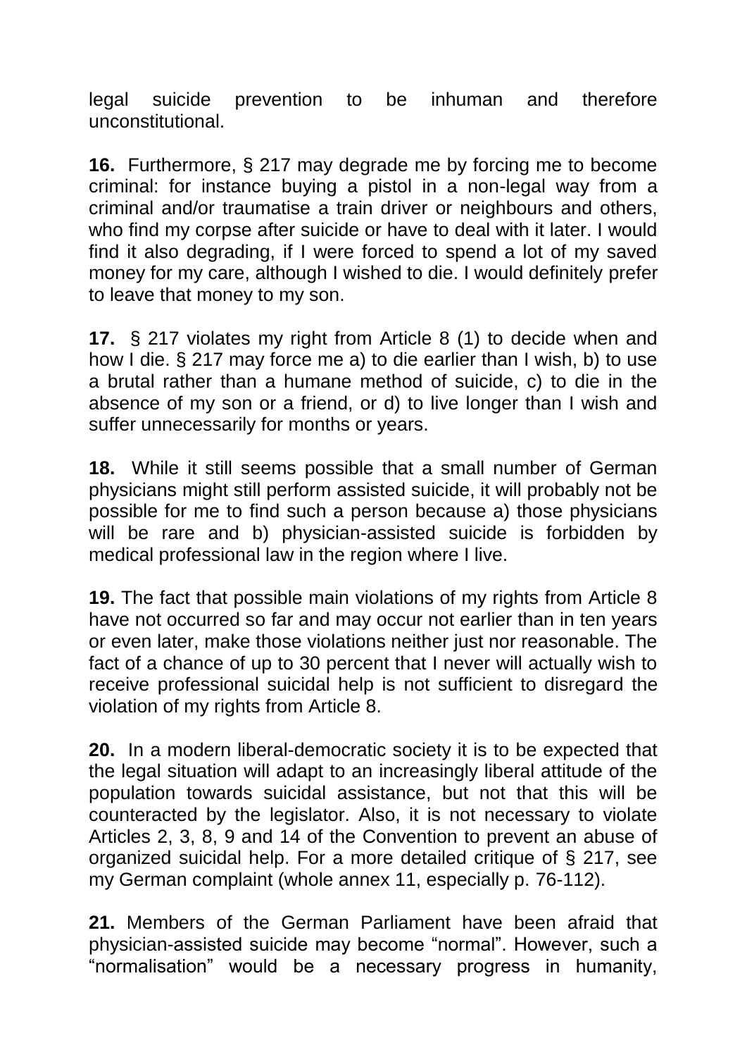legal suicide prevention to be inhuman and therefore unconstitutional.

**16.** Furthermore, § 217 may degrade me by forcing me to become criminal: for instance buying a pistol in a non-legal way from a criminal and/or traumatise a train driver or neighbours and others, who find my corpse after suicide or have to deal with it later. I would find it also degrading, if I were forced to spend a lot of my saved money for my care, although I wished to die. I would definitely prefer to leave that money to my son.

**17.** § 217 violates my right from Article 8 (1) to decide when and how I die. § 217 may force me a) to die earlier than I wish, b) to use a brutal rather than a humane method of suicide, c) to die in the absence of my son or a friend, or d) to live longer than I wish and suffer unnecessarily for months or years.

**18.** While it still seems possible that a small number of German physicians might still perform assisted suicide, it will probably not be possible for me to find such a person because a) those physicians will be rare and b) physician-assisted suicide is forbidden by medical professional law in the region where I live.

**19.** The fact that possible main violations of my rights from Article 8 have not occurred so far and may occur not earlier than in ten years or even later, make those violations neither just nor reasonable. The fact of a chance of up to 30 percent that I never will actually wish to receive professional suicidal help is not sufficient to disregard the violation of my rights from Article 8.

**20.** In a modern liberal-democratic society it is to be expected that the legal situation will adapt to an increasingly liberal attitude of the population towards suicidal assistance, but not that this will be counteracted by the legislator. Also, it is not necessary to violate Articles 2, 3, 8, 9 and 14 of the Convention to prevent an abuse of organized suicidal help. For a more detailed critique of § 217, see my German complaint (whole annex 11, especially p. 76-112).

**21.** Members of the German Parliament have been afraid that physician-assisted suicide may become "normal". However, such a "normalisation" would be a necessary progress in humanity,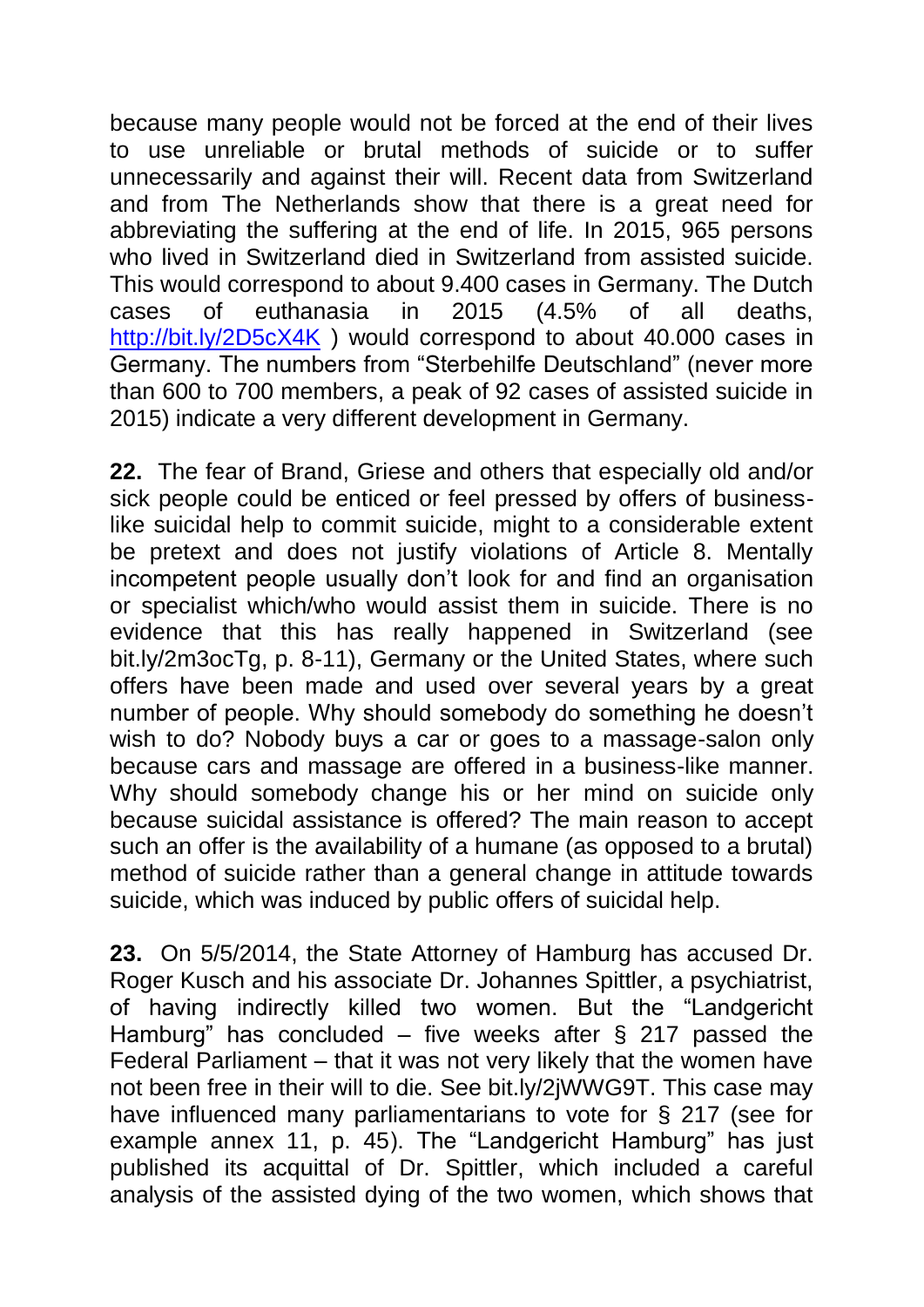because many people would not be forced at the end of their lives to use unreliable or brutal methods of suicide or to suffer unnecessarily and against their will. Recent data from Switzerland and from The Netherlands show that there is a great need for abbreviating the suffering at the end of life. In 2015, 965 persons who lived in Switzerland died in Switzerland from assisted suicide. This would correspond to about 9.400 cases in Germany. The Dutch cases of euthanasia in 2015 (4.5% of all deaths, http://bit.ly/2D5cX4K ) would correspond to about 40.000 cases in Germany. The numbers from "Sterbehilfe Deutschland" (never more than 600 to 700 members, a peak of 92 cases of assisted suicide in 2015) indicate a very different development in Germany.

**22.** The fear of Brand, Griese and others that especially old and/or sick people could be enticed or feel pressed by offers of business-like suicidal help to commit suicide, might to a considerable extent be pretext and does not justify violations of Article 8. Mentally incompetent people usually don't look for and find an organisation or specialist which/who would assist them in suicide. There is no evidence that this has really happened in Switzerland (see bit.ly/2m3ocTg, p. 8-11), Germany or the United States, where such offers have been made and used over several years by a great number of people. Why should somebody do something he doesn't wish to do? Nobody buys a car or goes to a massage-salon only because cars and massage are offered in a business-like manner. Why should somebody change his or her mind on suicide only because suicidal assistance is offered? The main reason to accept such an offer is the availability of a humane (as opposed to a brutal) method of suicide rather than a general change in attitude towards suicide, which was induced by public offers of suicidal help.

**23.** On 5/5/2014, the State Attorney of Hamburg has accused Dr. Roger Kusch and his associate Dr. Johannes Spittler, a psychiatrist, of having indirectly killed two women. But the "Landgericht Hamburg" has concluded – five weeks after § 217 passed the Federal Parliament – that it was not very likely that the women have not been free in their will to die. See bit.ly/2jWWG9T. This case may have influenced many parliamentarians to vote for § 217 (see for example annex 11, p. 45). The "Landgericht Hamburg" has just published its acquittal of Dr. Spittler, which included a careful analysis of the assisted dying of the two women, which shows that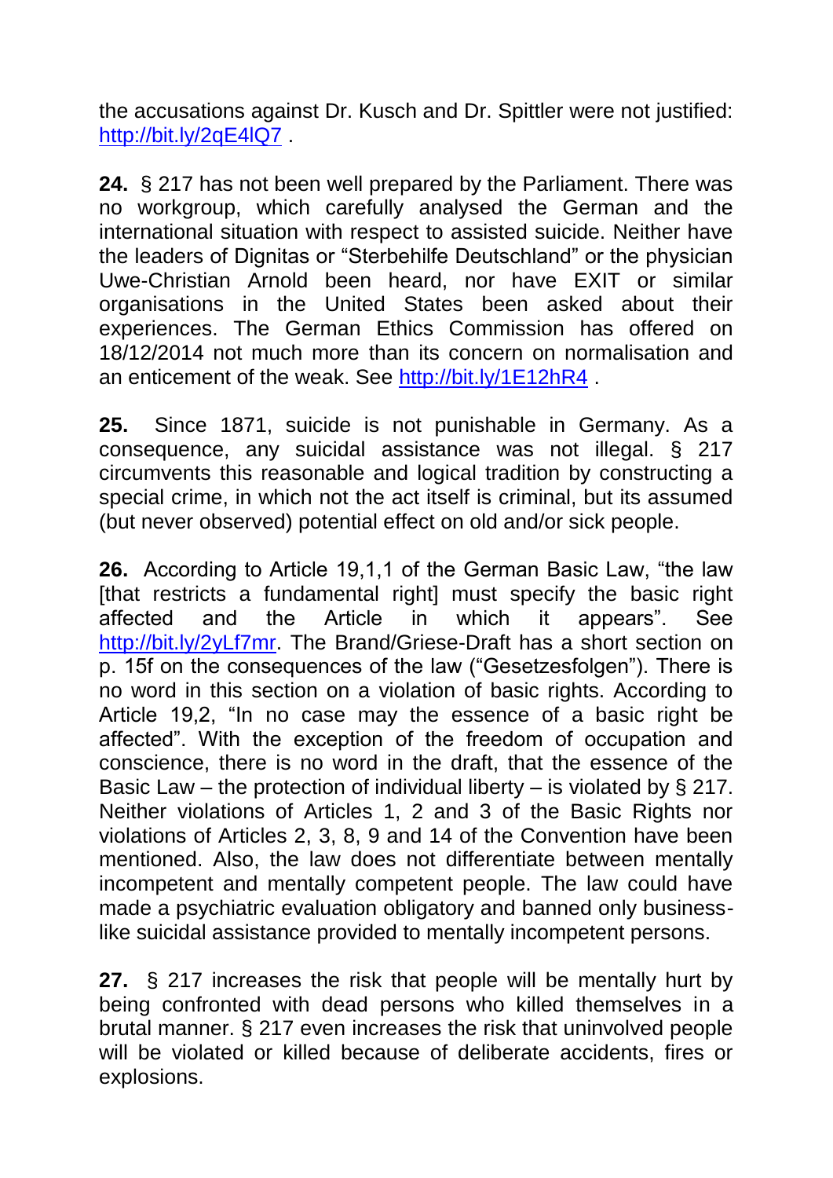the accusations against Dr. Kusch and Dr. Spittler were not justified: http://bit.ly/2qE4lQ7 .

**24.** § 217 has not been well prepared by the Parliament. There was no workgroup, which carefully analysed the German and the international situation with respect to assisted suicide. Neither have the leaders of Dignitas or "Sterbehilfe Deutschland" or the physician Uwe-Christian Arnold been heard, nor have EXIT or similar organisations in the United States been asked about their experiences. The German Ethics Commission has offered on 18/12/2014 not much more than its concern on normalisation and an enticement of the weak. See http://bit.ly/1E12hR4 .

**25.** Since 1871, suicide is not punishable in Germany. As a consequence, any suicidal assistance was not illegal. § 217 circumvents this reasonable and logical tradition by constructing a special crime, in which not the act itself is criminal, but its assumed (but never observed) potential effect on old and/or sick people.

**26.** According to Article 19,1,1 of the German Basic Law, "the law [that restricts a fundamental right] must specify the basic right affected and the Article in which it appears". See http://bit.ly/2yLf7mr. The Brand/Griese-Draft has a short section on p. 15f on the consequences of the law ("Gesetzesfolgen"). There is no word in this section on a violation of basic rights. According to Article 19,2, "In no case may the essence of a basic right be affected". With the exception of the freedom of occupation and conscience, there is no word in the draft, that the essence of the Basic Law – the protection of individual liberty – is violated by § 217. Neither violations of Articles 1, 2 and 3 of the Basic Rights nor violations of Articles 2, 3, 8, 9 and 14 of the Convention have been mentioned. Also, the law does not differentiate between mentally incompetent and mentally competent people. The law could have made a psychiatric evaluation obligatory and banned only business-like suicidal assistance provided to mentally incompetent persons.

**27.** § 217 increases the risk that people will be mentally hurt by being confronted with dead persons who killed themselves in a brutal manner. § 217 even increases the risk that uninvolved people will be violated or killed because of deliberate accidents, fires or explosions.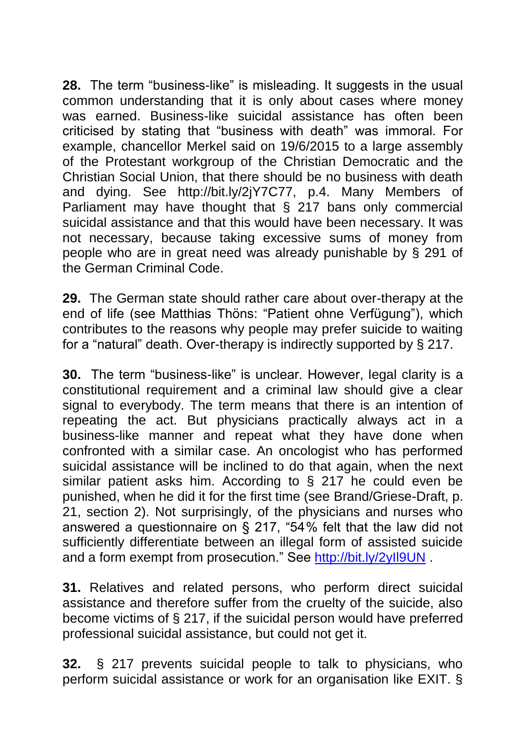**28.** The term “business-like” is misleading. It suggests in the usual common understanding that it is only about cases where money was earned. Business-like suicidal assistance has often been criticised by stating that “business with death” was immoral. For example, chancellor Merkel said on 19/6/2015 to a large assembly of the Protestant workgroup of the Christian Democratic and the Christian Social Union, that there should be no business with death and dying. See http://bit.ly/2jY7C77, p.4. Many Members of Parliament may have thought that § 217 bans only commercial suicidal assistance and that this would have been necessary. It was not necessary, because taking excessive sums of money from people who are in great need was already punishable by § 291 of the German Criminal Code.

**29.** The German state should rather care about over-therapy at the end of life (see Matthias Thöns: “Patient ohne Verfügung”), which contributes to the reasons why people may prefer suicide to waiting for a “natural” death. Over-therapy is indirectly supported by § 217.

**30.** The term “business-like” is unclear. However, legal clarity is a constitutional requirement and a criminal law should give a clear signal to everybody. The term means that there is an intention of repeating the act. But physicians practically always act in a business-like manner and repeat what they have done when confronted with a similar case. An oncologist who has performed suicidal assistance will be inclined to do that again, when the next similar patient asks him. According to § 217 he could even be punished, when he did it for the first time (see Brand/Griese-Draft, p. 21, section 2). Not surprisingly, of the physicians and nurses who answered a questionnaire on § 217, “54% felt that the law did not sufficiently differentiate between an illegal form of assisted suicide and a form exempt from prosecution.” See [http://bit.ly/2yII9UN](http://bit.ly/2yII9UN) .

**31.** Relatives and related persons, who perform direct suicidal assistance and therefore suffer from the cruelty of the suicide, also become victims of § 217, if the suicidal person would have preferred professional suicidal assistance, but could not get it.

**32.** § 217 prevents suicidal people to talk to physicians, who perform suicidal assistance or work for an organisation like EXIT. §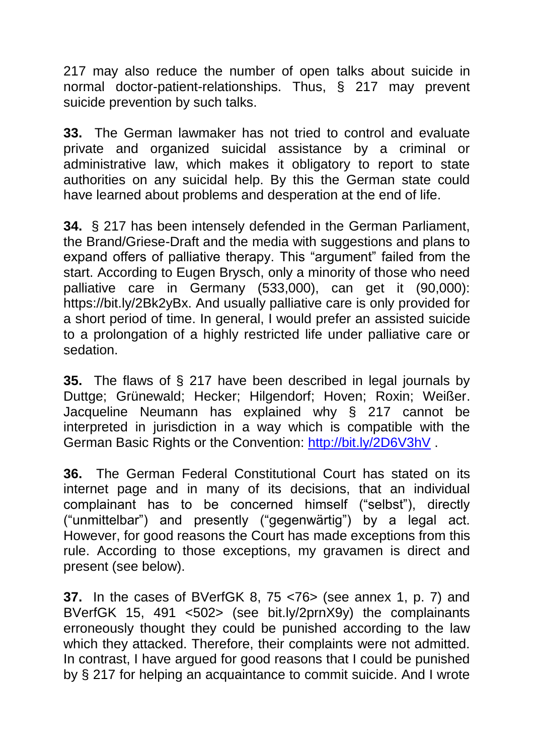217 may also reduce the number of open talks about suicide in normal doctor-patient-relationships. Thus, § 217 may prevent suicide prevention by such talks.

**33.** The German lawmaker has not tried to control and evaluate private and organized suicidal assistance by a criminal or administrative law, which makes it obligatory to report to state authorities on any suicidal help. By this the German state could have learned about problems and desperation at the end of life.

**34.** § 217 has been intensely defended in the German Parliament, the Brand/Griese-Draft and the media with suggestions and plans to expand offers of palliative therapy. This "argument" failed from the start. According to Eugen Brysch, only a minority of those who need palliative care in Germany (533,000), can get it (90,000): https://bit.ly/2Bk2yBx. And usually palliative care is only provided for a short period of time. In general, I would prefer an assisted suicide to a prolongation of a highly restricted life under palliative care or sedation.

**35.** The flaws of § 217 have been described in legal journals by Duttge; Grünewald; Hecker; Hilgendorf; Hoven; Roxin; Weißer. Jacqueline Neumann has explained why § 217 cannot be interpreted in jurisdiction in a way which is compatible with the German Basic Rights or the Convention: [http://bit.ly/2D6V3hV](http://bit.ly/2D6V3hV) .

**36.** The German Federal Constitutional Court has stated on its internet page and in many of its decisions, that an individual complainant has to be concerned himself ("selbst"), directly ("unmittelbar") and presently ("gegenwärtig") by a legal act. However, for good reasons the Court has made exceptions from this rule. According to those exceptions, my gravamen is direct and present (see below).

**37.** In the cases of BVerfGK 8, 75 <76> (see annex 1, p. 7) and BVerfGK 15, 491 <502> (see bit.ly/2prnX9y) the complainants erroneously thought they could be punished according to the law which they attacked. Therefore, their complaints were not admitted. In contrast, I have argued for good reasons that I could be punished by § 217 for helping an acquaintance to commit suicide. And I wrote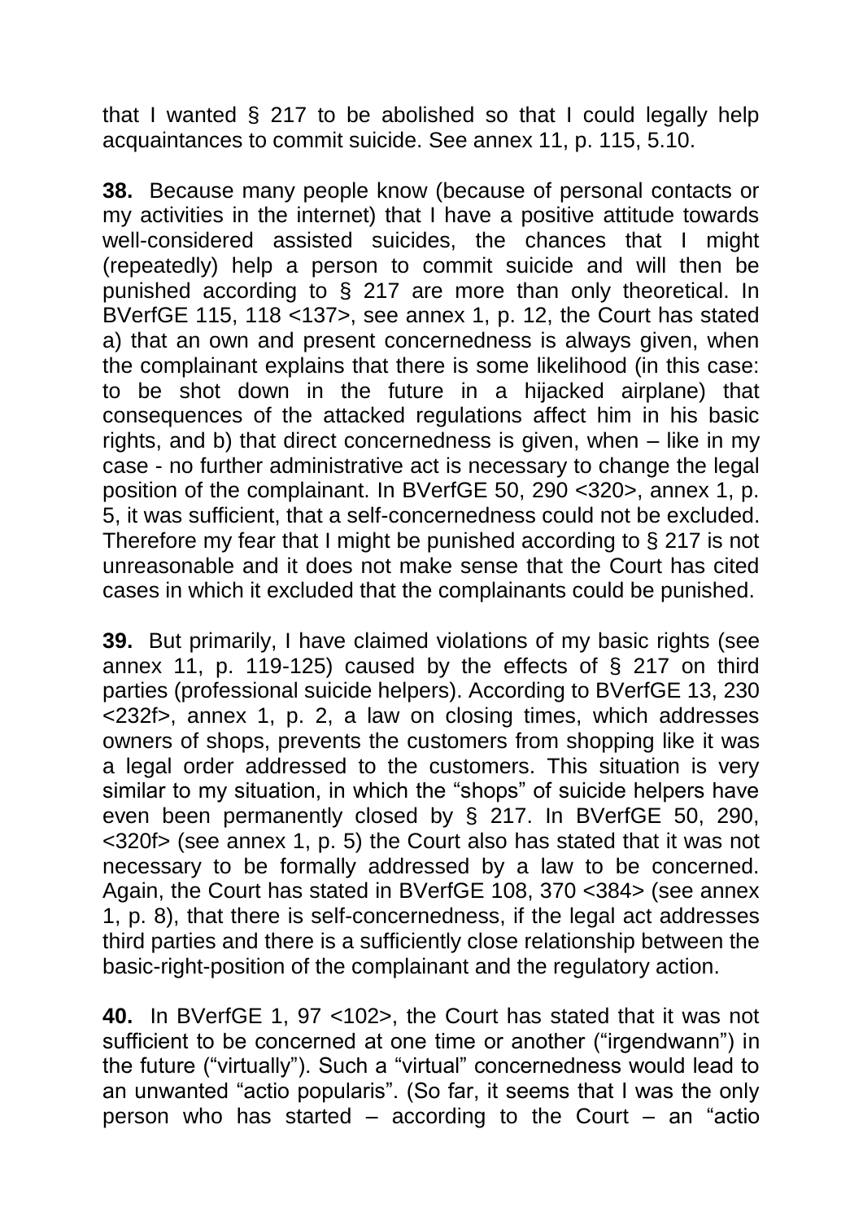that I wanted § 217 to be abolished so that I could legally help acquaintances to commit suicide. See annex 11, p. 115, 5.10.

**38.** Because many people know (because of personal contacts or my activities in the internet) that I have a positive attitude towards well-considered assisted suicides, the chances that I might (repeatedly) help a person to commit suicide and will then be punished according to § 217 are more than only theoretical. In BVerfGE 115, 118 <137>, see annex 1, p. 12, the Court has stated a) that an own and present concernedness is always given, when the complainant explains that there is some likelihood (in this case: to be shot down in the future in a hijacked airplane) that consequences of the attacked regulations affect him in his basic rights, and b) that direct concernedness is given, when – like in my case - no further administrative act is necessary to change the legal position of the complainant. In BVerfGE 50, 290 <320>, annex 1, p. 5, it was sufficient, that a self-concernedness could not be excluded. Therefore my fear that I might be punished according to § 217 is not unreasonable and it does not make sense that the Court has cited cases in which it excluded that the complainants could be punished.

**39.** But primarily, I have claimed violations of my basic rights (see annex 11, p. 119-125) caused by the effects of § 217 on third parties (professional suicide helpers). According to BVerfGE 13, 230 <232f>, annex 1, p. 2, a law on closing times, which addresses owners of shops, prevents the customers from shopping like it was a legal order addressed to the customers. This situation is very similar to my situation, in which the "shops" of suicide helpers have even been permanently closed by § 217. In BVerfGE 50, 290, <320f> (see annex 1, p. 5) the Court also has stated that it was not necessary to be formally addressed by a law to be concerned. Again, the Court has stated in BVerfGE 108, 370 <384> (see annex 1, p. 8), that there is self-concernedness, if the legal act addresses third parties and there is a sufficiently close relationship between the basic-right-position of the complainant and the regulatory action.

**40.** In BVerfGE 1, 97 <102>, the Court has stated that it was not sufficient to be concerned at one time or another ("irgendwann") in the future ("virtually"). Such a "virtual" concernedness would lead to an unwanted "actio popularis". (So far, it seems that I was the only person who has started – according to the Court – an "actio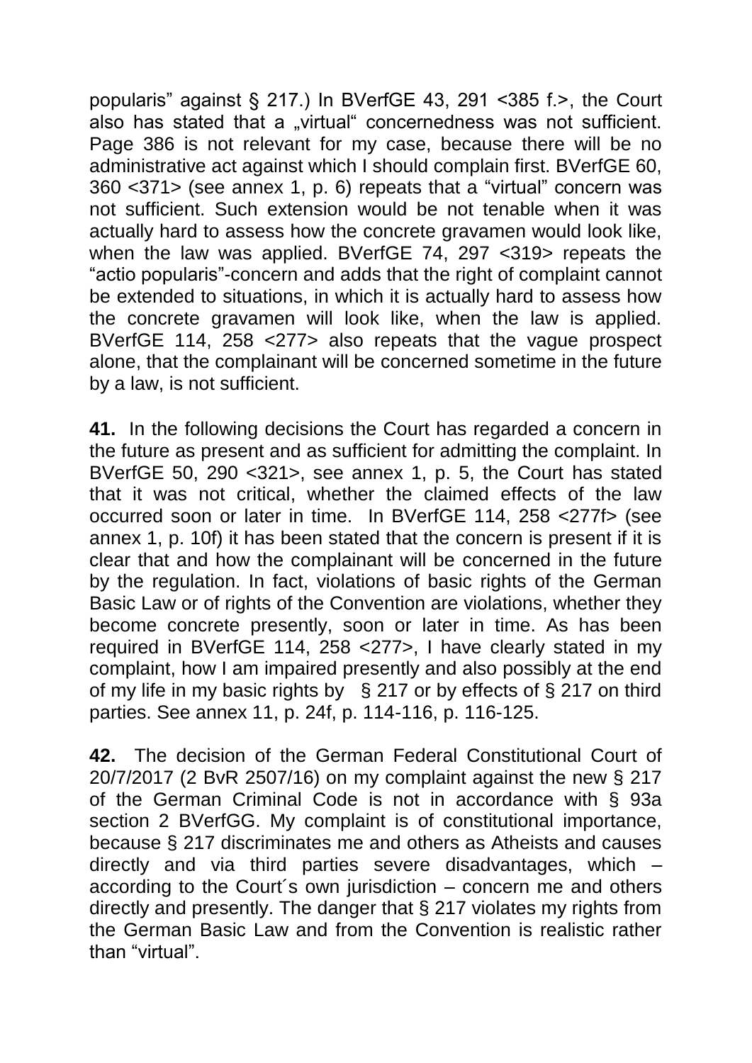popularis" against § 217.) In BVerfGE 43, 291 <385 f.>, the Court also has stated that a „virtual" concernedness was not sufficient. Page 386 is not relevant for my case, because there will be no administrative act against which I should complain first. BVerfGE 60, 360 <371> (see annex 1, p. 6) repeats that a "virtual" concern was not sufficient. Such extension would be not tenable when it was actually hard to assess how the concrete gravamen would look like, when the law was applied. BVerfGE 74, 297 <319> repeats the "actio popularis"-concern and adds that the right of complaint cannot be extended to situations, in which it is actually hard to assess how the concrete gravamen will look like, when the law is applied. BVerfGE 114, 258 <277> also repeats that the vague prospect alone, that the complainant will be concerned sometime in the future by a law, is not sufficient.

**41.** In the following decisions the Court has regarded a concern in the future as present and as sufficient for admitting the complaint. In BVerfGE 50, 290 <321>, see annex 1, p. 5, the Court has stated that it was not critical, whether the claimed effects of the law occurred soon or later in time. In BVerfGE 114, 258 <277f> (see annex 1, p. 10f) it has been stated that the concern is present if it is clear that and how the complainant will be concerned in the future by the regulation. In fact, violations of basic rights of the German Basic Law or of rights of the Convention are violations, whether they become concrete presently, soon or later in time. As has been required in BVerfGE 114, 258 <277>, I have clearly stated in my complaint, how I am impaired presently and also possibly at the end of my life in my basic rights by § 217 or by effects of § 217 on third parties. See annex 11, p. 24f, p. 114-116, p. 116-125.

**42.** The decision of the German Federal Constitutional Court of 20/7/2017 (2 BvR 2507/16) on my complaint against the new § 217 of the German Criminal Code is not in accordance with § 93a section 2 BVerfGG. My complaint is of constitutional importance, because § 217 discriminates me and others as Atheists and causes directly and via third parties severe disadvantages, which – according to the Court´s own jurisdiction – concern me and others directly and presently. The danger that § 217 violates my rights from the German Basic Law and from the Convention is realistic rather than "virtual".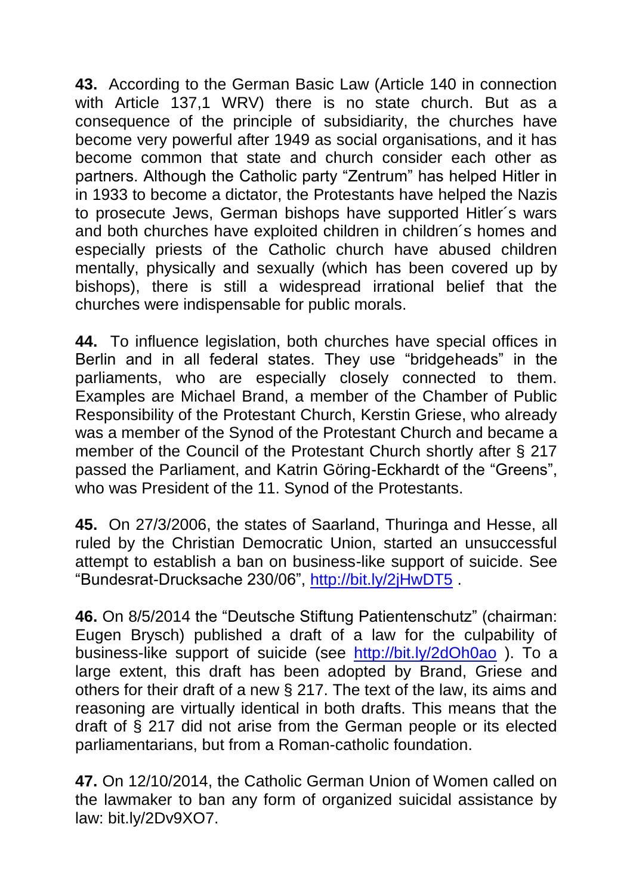**43.** According to the German Basic Law (Article 140 in connection with Article 137,1 WRV) there is no state church. But as a consequence of the principle of subsidiarity, the churches have become very powerful after 1949 as social organisations, and it has become common that state and church consider each other as partners. Although the Catholic party "Zentrum" has helped Hitler in in 1933 to become a dictator, the Protestants have helped the Nazis to prosecute Jews, German bishops have supported Hitler´s wars and both churches have exploited children in children´s homes and especially priests of the Catholic church have abused children mentally, physically and sexually (which has been covered up by bishops), there is still a widespread irrational belief that the churches were indispensable for public morals.

**44.** To influence legislation, both churches have special offices in Berlin and in all federal states. They use "bridgeheads" in the parliaments, who are especially closely connected to them. Examples are Michael Brand, a member of the Chamber of Public Responsibility of the Protestant Church, Kerstin Griese, who already was a member of the Synod of the Protestant Church and became a member of the Council of the Protestant Church shortly after § 217 passed the Parliament, and Katrin Göring-Eckhardt of the "Greens", who was President of the 11. Synod of the Protestants.

**45.** On 27/3/2006, the states of Saarland, Thuringa and Hesse, all ruled by the Christian Democratic Union, started an unsuccessful attempt to establish a ban on business-like support of suicide. See "Bundesrat-Drucksache 230/06", http://bit.ly/2jHwDT5 .

**46.** On 8/5/2014 the "Deutsche Stiftung Patientenschutz" (chairman: Eugen Brysch) published a draft of a law for the culpability of business-like support of suicide (see http://bit.ly/2dOh0ao ). To a large extent, this draft has been adopted by Brand, Griese and others for their draft of a new § 217. The text of the law, its aims and reasoning are virtually identical in both drafts. This means that the draft of § 217 did not arise from the German people or its elected parliamentarians, but from a Roman-catholic foundation.

**47.** On 12/10/2014, the Catholic German Union of Women called on the lawmaker to ban any form of organized suicidal assistance by law: bit.ly/2Dv9XO7.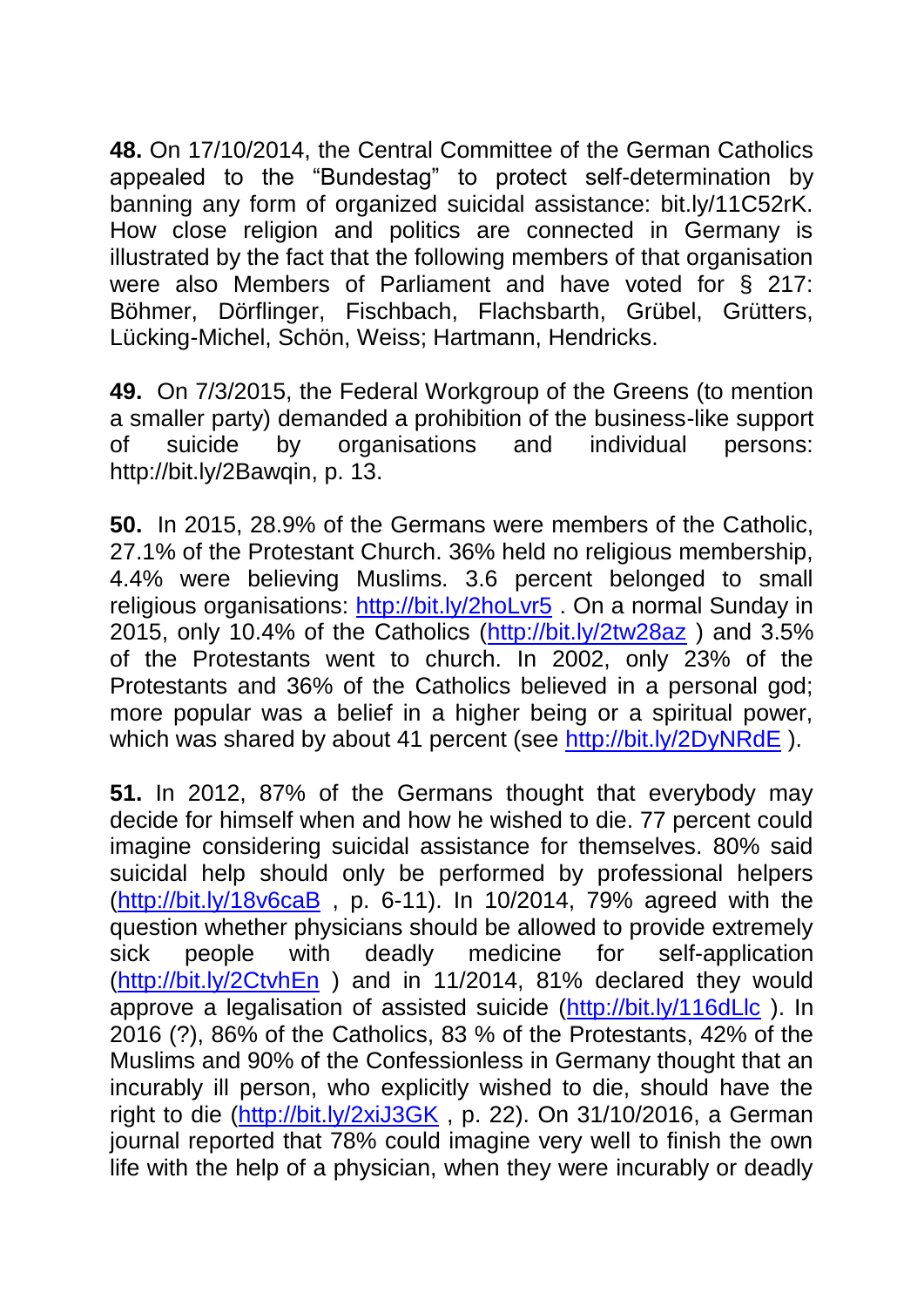**48.** On 17/10/2014, the Central Committee of the German Catholics appealed to the "Bundestag" to protect self-determination by banning any form of organized suicidal assistance: bit.ly/11C52rK. How close religion and politics are connected in Germany is illustrated by the fact that the following members of that organisation were also Members of Parliament and have voted for § 217: Böhmer, Dörflinger, Fischbach, Flachsbarth, Grübel, Grütters, Lücking-Michel, Schön, Weiss; Hartmann, Hendricks.

**49.** On 7/3/2015, the Federal Workgroup of the Greens (to mention a smaller party) demanded a prohibition of the business-like support of suicide by organisations and individual persons: http://bit.ly/2Bawqin, p. 13.

**50.** In 2015, 28.9% of the Germans were members of the Catholic, 27.1% of the Protestant Church. 36% held no religious membership, 4.4% were believing Muslims. 3.6 percent belonged to small religious organisations: http://bit.ly/2hoLvr5 . On a normal Sunday in 2015, only 10.4% of the Catholics (http://bit.ly/2tw28az ) and 3.5% of the Protestants went to church. In 2002, only 23% of the Protestants and 36% of the Catholics believed in a personal god; more popular was a belief in a higher being or a spiritual power, which was shared by about 41 percent (see http://bit.ly/2DyNRdE ).

**51.** In 2012, 87% of the Germans thought that everybody may decide for himself when and how he wished to die. 77 percent could imagine considering suicidal assistance for themselves. 80% said suicidal help should only be performed by professional helpers (http://bit.ly/18v6caB , p. 6-11). In 10/2014, 79% agreed with the question whether physicians should be allowed to provide extremely sick people with deadly medicine for self-application (http://bit.ly/2CtvhEn ) and in 11/2014, 81% declared they would approve a legalisation of assisted suicide (http://bit.ly/116dLlc ). In 2016 (?), 86% of the Catholics, 83 % of the Protestants, 42% of the Muslims and 90% of the Confessionless in Germany thought that an incurably ill person, who explicitly wished to die, should have the right to die (http://bit.ly/2xiJ3GK , p. 22). On 31/10/2016, a German journal reported that 78% could imagine very well to finish the own life with the help of a physician, when they were incurably or deadly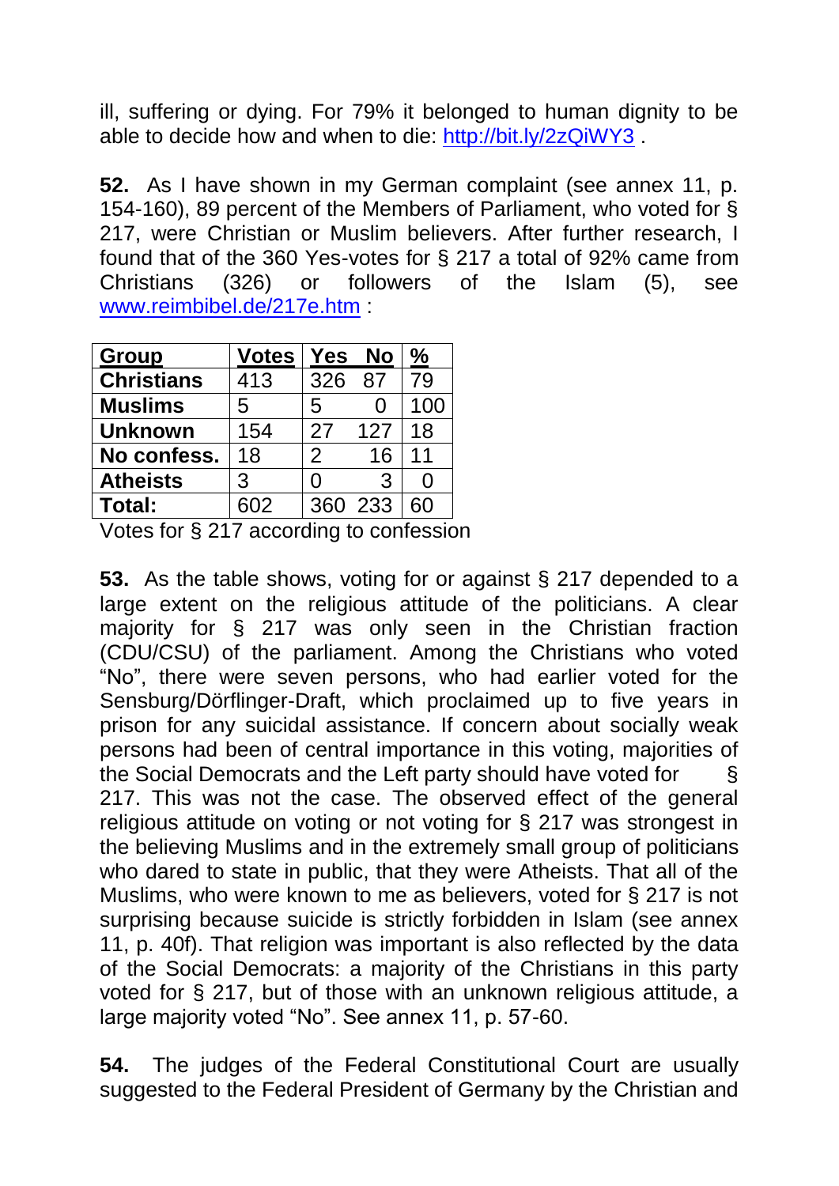ill, suffering or dying. For 79% it belonged to human dignity to be able to decide how and when to die: http://bit.ly/2zQiWY3 .

**52.** As I have shown in my German complaint (see annex 11, p. 154-160), 89 percent of the Members of Parliament, who voted for § 217, were Christian or Muslim believers. After further research, I found that of the 360 Yes-votes for § 217 a total of 92% came from Christians (326) or followers of the Islam (5), see www.reimbibel.de/217e.htm :

| Group | Votes | Yes | No | % |
|---|---|---|---|---|
| **Christians** | 413 | 326 | 87 | 79 |
| **Muslims** | 5 | 5 | 0 | 100 |
| **Unknown** | 154 | 27 | 127 | 18 |
| **No confess.** | 18 | 2 | 16 | 11 |
| **Atheists** | 3 | 0 | 3 | 0 |
| **Total:** | 602 | 360 | 233 | 60 |

Votes for § 217 according to confession

**53.** As the table shows, voting for or against § 217 depended to a large extent on the religious attitude of the politicians. A clear majority for § 217 was only seen in the Christian fraction (CDU/CSU) of the parliament. Among the Christians who voted "No", there were seven persons, who had earlier voted for the Sensburg/Dörflinger-Draft, which proclaimed up to five years in prison for any suicidal assistance. If concern about socially weak persons had been of central importance in this voting, majorities of the Social Democrats and the Left party should have voted for § 217. This was not the case. The observed effect of the general religious attitude on voting or not voting for § 217 was strongest in the believing Muslims and in the extremely small group of politicians who dared to state in public, that they were Atheists. That all of the Muslims, who were known to me as believers, voted for § 217 is not surprising because suicide is strictly forbidden in Islam (see annex 11, p. 40f). That religion was important is also reflected by the data of the Social Democrats: a majority of the Christians in this party voted for § 217, but of those with an unknown religious attitude, a large majority voted "No". See annex 11, p. 57-60.

**54.** The judges of the Federal Constitutional Court are usually suggested to the Federal President of Germany by the Christian and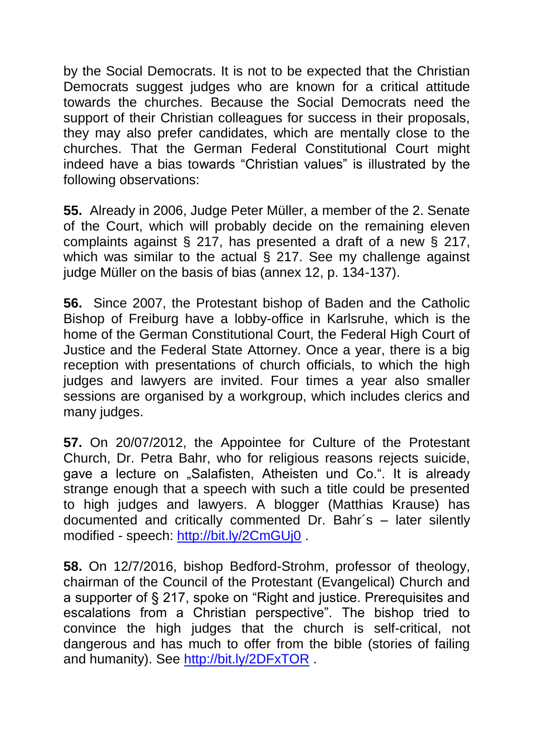by the Social Democrats. It is not to be expected that the Christian Democrats suggest judges who are known for a critical attitude towards the churches. Because the Social Democrats need the support of their Christian colleagues for success in their proposals, they may also prefer candidates, which are mentally close to the churches. That the German Federal Constitutional Court might indeed have a bias towards "Christian values" is illustrated by the following observations:

**55.** Already in 2006, Judge Peter Müller, a member of the 2. Senate of the Court, which will probably decide on the remaining eleven complaints against § 217, has presented a draft of a new § 217, which was similar to the actual § 217. See my challenge against judge Müller on the basis of bias (annex 12, p. 134-137).

**56.** Since 2007, the Protestant bishop of Baden and the Catholic Bishop of Freiburg have a lobby-office in Karlsruhe, which is the home of the German Constitutional Court, the Federal High Court of Justice and the Federal State Attorney. Once a year, there is a big reception with presentations of church officials, to which the high judges and lawyers are invited. Four times a year also smaller sessions are organised by a workgroup, which includes clerics and many judges.

**57.** On 20/07/2012, the Appointee for Culture of the Protestant Church, Dr. Petra Bahr, who for religious reasons rejects suicide, gave a lecture on „Salafisten, Atheisten und Co.". It is already strange enough that a speech with such a title could be presented to high judges and lawyers. A blogger (Matthias Krause) has documented and critically commented Dr. Bahr´s – later silently modified - speech: http://bit.ly/2CmGUj0 .

**58.** On 12/7/2016, bishop Bedford-Strohm, professor of theology, chairman of the Council of the Protestant (Evangelical) Church and a supporter of § 217, spoke on "Right and justice. Prerequisites and escalations from a Christian perspective". The bishop tried to convince the high judges that the church is self-critical, not dangerous and has much to offer from the bible (stories of failing and humanity). See http://bit.ly/2DFxTOR .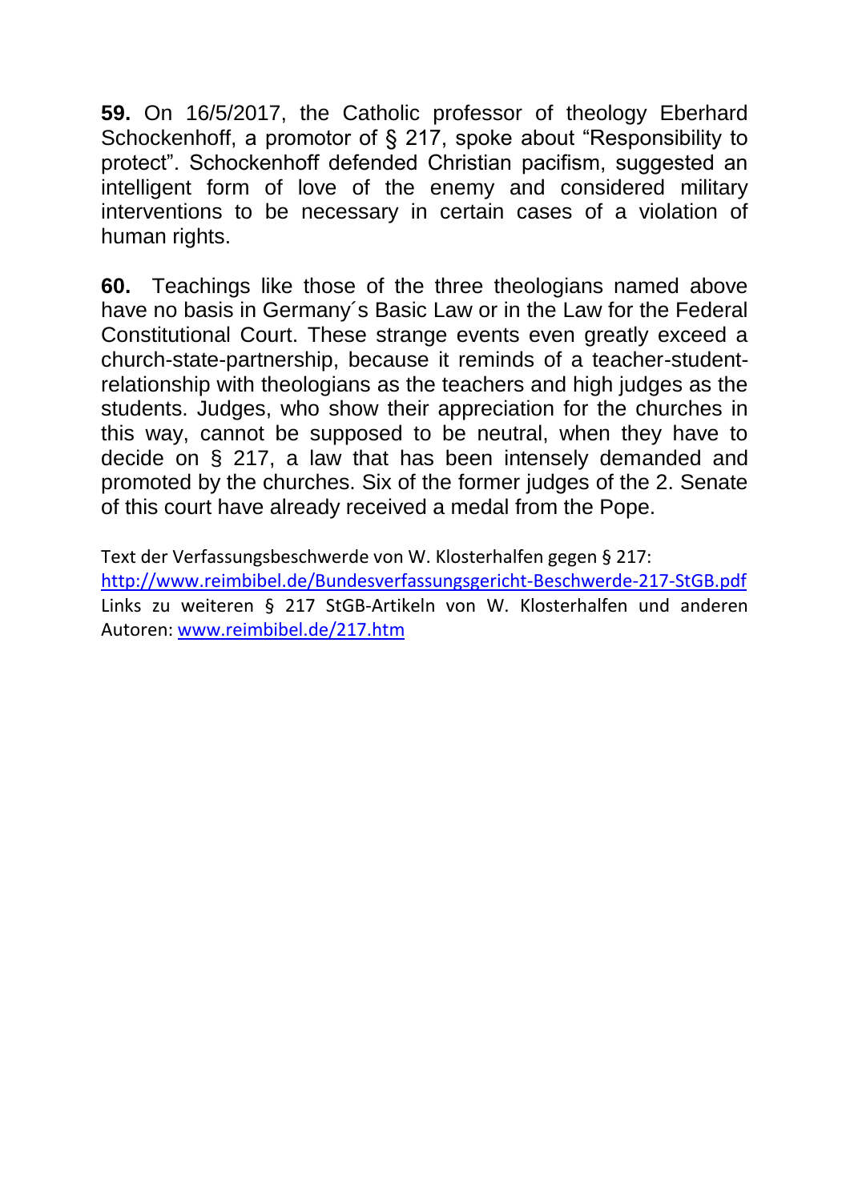**59.** On 16/5/2017, the Catholic professor of theology Eberhard Schockenhoff, a promotor of § 217, spoke about "Responsibility to protect". Schockenhoff defended Christian pacifism, suggested an intelligent form of love of the enemy and considered military interventions to be necessary in certain cases of a violation of human rights.

**60.** Teachings like those of the three theologians named above have no basis in Germany´s Basic Law or in the Law for the Federal Constitutional Court. These strange events even greatly exceed a church-state-partnership, because it reminds of a teacher-student-relationship with theologians as the teachers and high judges as the students. Judges, who show their appreciation for the churches in this way, cannot be supposed to be neutral, when they have to decide on § 217, a law that has been intensely demanded and promoted by the churches. Six of the former judges of the 2. Senate of this court have already received a medal from the Pope.

Text der Verfassungsbeschwerde von W. Klosterhalfen gegen § 217: http://www.reimbibel.de/Bundesverfassungsgericht-Beschwerde-217-StGB.pdf
Links zu weiteren § 217 StGB-Artikeln von W. Klosterhalfen und anderen Autoren: www.reimbibel.de/217.htm